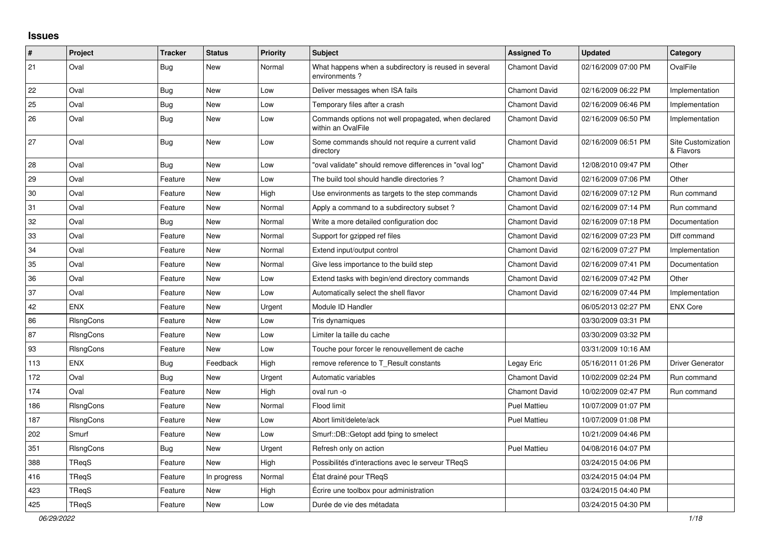# Issues

| # | Project | Tracker | Status | Priority | Subject | Assigned To | Updated | Category |
|---|---|---|---|---|---|---|---|---|
| 21 | Oval | Bug | New | Normal | What happens when a subdirectory is reused in several environments ? | Chamont David | 02/16/2009 07:00 PM | OvalFile |
| 22 | Oval | Bug | New | Low | Deliver messages when ISA fails | Chamont David | 02/16/2009 06:22 PM | Implementation |
| 25 | Oval | Bug | New | Low | Temporary files after a crash | Chamont David | 02/16/2009 06:46 PM | Implementation |
| 26 | Oval | Bug | New | Low | Commands options not well propagated, when declared within an OvalFile | Chamont David | 02/16/2009 06:50 PM | Implementation |
| 27 | Oval | Bug | New | Low | Some commands should not require a current valid directory | Chamont David | 02/16/2009 06:51 PM | Site Customization & Flavors |
| 28 | Oval | Bug | New | Low | "oval validate" should remove differences in "oval log" | Chamont David | 12/08/2010 09:47 PM | Other |
| 29 | Oval | Feature | New | Low | The build tool should handle directories ? | Chamont David | 02/16/2009 07:06 PM | Other |
| 30 | Oval | Feature | New | High | Use environments as targets to the step commands | Chamont David | 02/16/2009 07:12 PM | Run command |
| 31 | Oval | Feature | New | Normal | Apply a command to a subdirectory subset ? | Chamont David | 02/16/2009 07:14 PM | Run command |
| 32 | Oval | Bug | New | Normal | Write a more detailed configuration doc | Chamont David | 02/16/2009 07:18 PM | Documentation |
| 33 | Oval | Feature | New | Normal | Support for gzipped ref files | Chamont David | 02/16/2009 07:23 PM | Diff command |
| 34 | Oval | Feature | New | Normal | Extend input/output control | Chamont David | 02/16/2009 07:27 PM | Implementation |
| 35 | Oval | Feature | New | Normal | Give less importance to the build step | Chamont David | 02/16/2009 07:41 PM | Documentation |
| 36 | Oval | Feature | New | Low | Extend tasks with begin/end directory commands | Chamont David | 02/16/2009 07:42 PM | Other |
| 37 | Oval | Feature | New | Low | Automatically select the shell flavor | Chamont David | 02/16/2009 07:44 PM | Implementation |
| 42 | ENX | Feature | New | Urgent | Module ID Handler | | 06/05/2013 02:27 PM | ENX Core |
| 86 | RlsngCons | Feature | New | Low | Tris dynamiques | | 03/30/2009 03:31 PM | |
| 87 | RlsngCons | Feature | New | Low | Limiter la taille du cache | | 03/30/2009 03:32 PM | |
| 93 | RlsngCons | Feature | New | Low | Touche pour forcer le renouvellement de cache | | 03/31/2009 10:16 AM | |
| 113 | ENX | Bug | Feedback | High | remove reference to T_Result constants | Legay Eric | 05/16/2011 01:26 PM | Driver Generator |
| 172 | Oval | Bug | New | Urgent | Automatic variables | Chamont David | 10/02/2009 02:24 PM | Run command |
| 174 | Oval | Feature | New | High | oval run -o | Chamont David | 10/02/2009 02:47 PM | Run command |
| 186 | RlsngCons | Feature | New | Normal | Flood limit | Puel Mattieu | 10/07/2009 01:07 PM | |
| 187 | RlsngCons | Feature | New | Low | Abort limit/delete/ack | Puel Mattieu | 10/07/2009 01:08 PM | |
| 202 | Smurf | Feature | New | Low | Smurf::DB::Getopt add fping to smelect | | 10/21/2009 04:46 PM | |
| 351 | RlsngCons | Bug | New | Urgent | Refresh only on action | Puel Mattieu | 04/08/2016 04:07 PM | |
| 388 | TReqS | Feature | New | High | Possibilités d'interactions avec le serveur TReqS | | 03/24/2015 04:06 PM | |
| 416 | TReqS | Feature | In progress | Normal | État drainé pour TReqS | | 03/24/2015 04:04 PM | |
| 423 | TReqS | Feature | New | High | Écrire une toolbox pour administration | | 03/24/2015 04:40 PM | |
| 425 | TReqS | Feature | New | Low | Durée de vie des métadata | | 03/24/2015 04:30 PM | |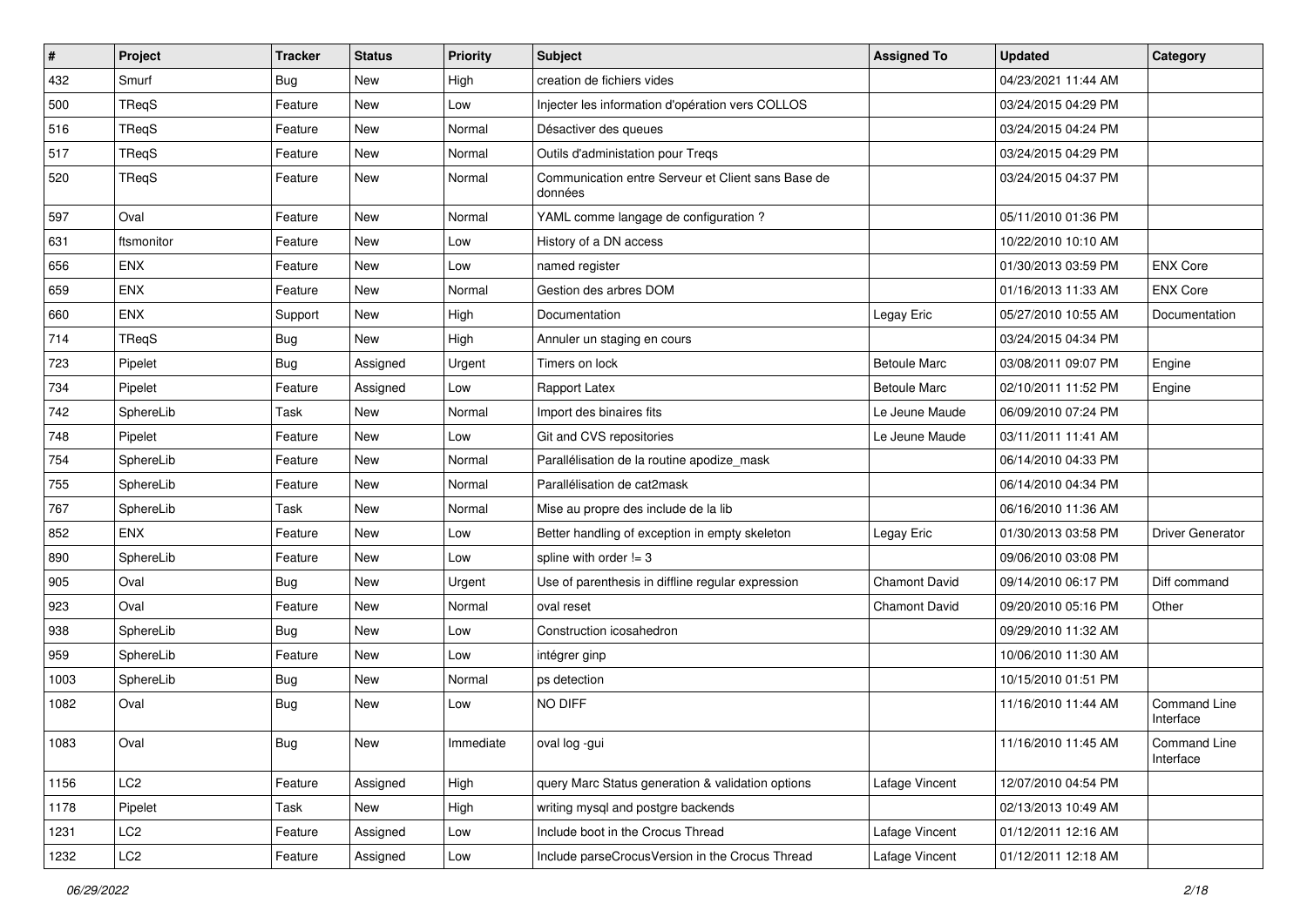| # | Project | Tracker | Status | Priority | Subject | Assigned To | Updated | Category |
|---|---|---|---|---|---|---|---|---|
| 432 | Smurf | Bug | New | High | creation de fichiers vides | | 04/23/2021 11:44 AM | |
| 500 | TReqS | Feature | New | Low | Injecter les information d'opération vers COLLOS | | 03/24/2015 04:29 PM | |
| 516 | TReqS | Feature | New | Normal | Désactiver des queues | | 03/24/2015 04:24 PM | |
| 517 | TReqS | Feature | New | Normal | Outils d'administation pour Treqs | | 03/24/2015 04:29 PM | |
| 520 | TReqS | Feature | New | Normal | Communication entre Serveur et Client sans Base de données | | 03/24/2015 04:37 PM | |
| 597 | Oval | Feature | New | Normal | YAML comme langage de configuration ? | | 05/11/2010 01:36 PM | |
| 631 | ftsmonitor | Feature | New | Low | History of a DN access | | 10/22/2010 10:10 AM | |
| 656 | ENX | Feature | New | Low | named register | | 01/30/2013 03:59 PM | ENX Core |
| 659 | ENX | Feature | New | Normal | Gestion des arbres DOM | | 01/16/2013 11:33 AM | ENX Core |
| 660 | ENX | Support | New | High | Documentation | Legay Eric | 05/27/2010 10:55 AM | Documentation |
| 714 | TReqS | Bug | New | High | Annuler un staging en cours | | 03/24/2015 04:34 PM | |
| 723 | Pipelet | Bug | Assigned | Urgent | Timers on lock | Betoule Marc | 03/08/2011 09:07 PM | Engine |
| 734 | Pipelet | Feature | Assigned | Low | Rapport Latex | Betoule Marc | 02/10/2011 11:52 PM | Engine |
| 742 | SphereLib | Task | New | Normal | Import des binaires fits | Le Jeune Maude | 06/09/2010 07:24 PM | |
| 748 | Pipelet | Feature | New | Low | Git and CVS repositories | Le Jeune Maude | 03/11/2011 11:41 AM | |
| 754 | SphereLib | Feature | New | Normal | Parallélisation de la routine apodize_mask | | 06/14/2010 04:33 PM | |
| 755 | SphereLib | Feature | New | Normal | Parallélisation de cat2mask | | 06/14/2010 04:34 PM | |
| 767 | SphereLib | Task | New | Normal | Mise au propre des include de la lib | | 06/16/2010 11:36 AM | |
| 852 | ENX | Feature | New | Low | Better handling of exception in empty skeleton | Legay Eric | 01/30/2013 03:58 PM | Driver Generator |
| 890 | SphereLib | Feature | New | Low | spline with order != 3 | | 09/06/2010 03:08 PM | |
| 905 | Oval | Bug | New | Urgent | Use of parenthesis in diffline regular expression | Chamont David | 09/14/2010 06:17 PM | Diff command |
| 923 | Oval | Feature | New | Normal | oval reset | Chamont David | 09/20/2010 05:16 PM | Other |
| 938 | SphereLib | Bug | New | Low | Construction icosahedron | | 09/29/2010 11:32 AM | |
| 959 | SphereLib | Feature | New | Low | intégrer ginp | | 10/06/2010 11:30 AM | |
| 1003 | SphereLib | Bug | New | Normal | ps detection | | 10/15/2010 01:51 PM | |
| 1082 | Oval | Bug | New | Low | NO DIFF | | 11/16/2010 11:44 AM | Command Line Interface |
| 1083 | Oval | Bug | New | Immediate | oval log -gui | | 11/16/2010 11:45 AM | Command Line Interface |
| 1156 | LC2 | Feature | Assigned | High | query Marc Status generation & validation options | Lafage Vincent | 12/07/2010 04:54 PM | |
| 1178 | Pipelet | Task | New | High | writing mysql and postgre backends | | 02/13/2013 10:49 AM | |
| 1231 | LC2 | Feature | Assigned | Low | Include boot in the Crocus Thread | Lafage Vincent | 01/12/2011 12:16 AM | |
| 1232 | LC2 | Feature | Assigned | Low | Include parseCrocusVersion in the Crocus Thread | Lafage Vincent | 01/12/2011 12:18 AM | |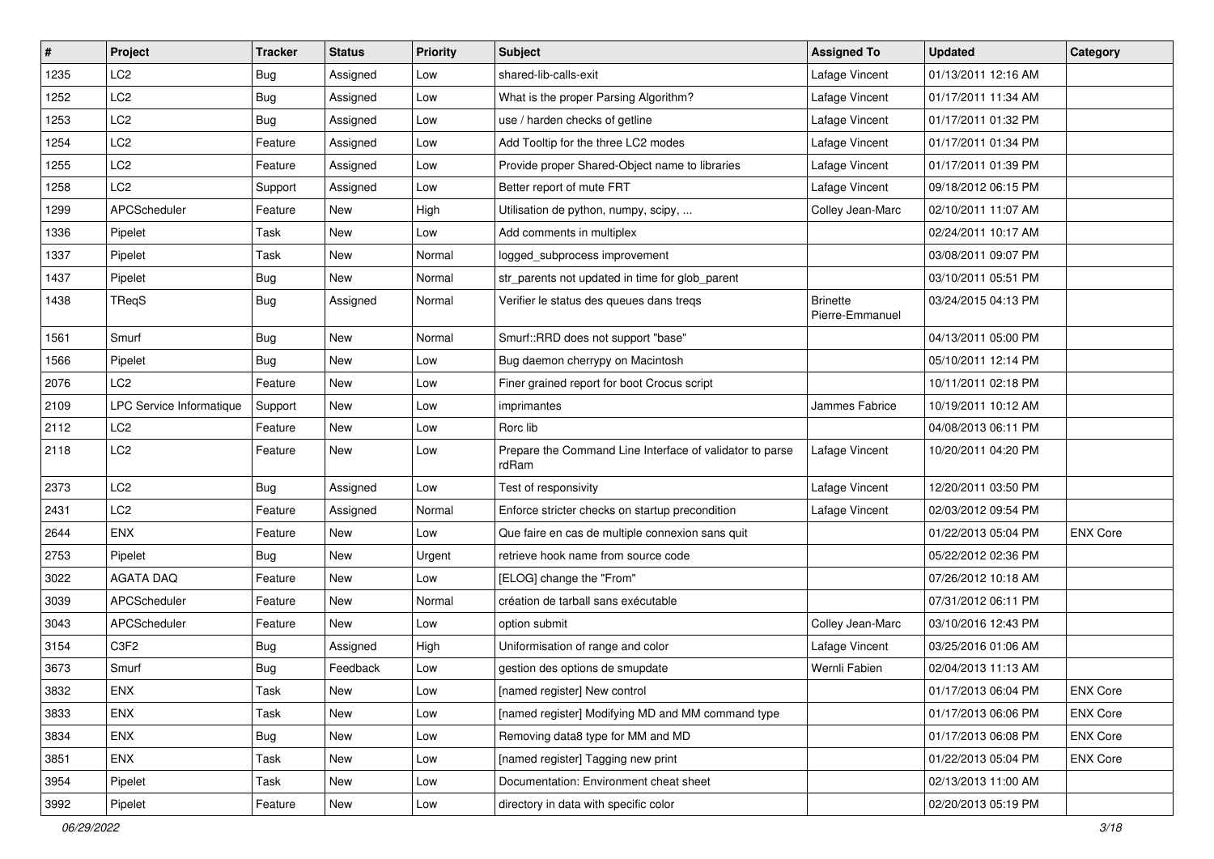| # | Project | Tracker | Status | Priority | Subject | Assigned To | Updated | Category |
| --- | --- | --- | --- | --- | --- | --- | --- | --- |
| 1235 | LC2 | Bug | Assigned | Low | shared-lib-calls-exit | Lafage Vincent | 01/13/2011 12:16 AM | |
| 1252 | LC2 | Bug | Assigned | Low | What is the proper Parsing Algorithm? | Lafage Vincent | 01/17/2011 11:34 AM | |
| 1253 | LC2 | Bug | Assigned | Low | use / harden checks of getline | Lafage Vincent | 01/17/2011 01:32 PM | |
| 1254 | LC2 | Feature | Assigned | Low | Add Tooltip for the three LC2 modes | Lafage Vincent | 01/17/2011 01:34 PM | |
| 1255 | LC2 | Feature | Assigned | Low | Provide proper Shared-Object name to libraries | Lafage Vincent | 01/17/2011 01:39 PM | |
| 1258 | LC2 | Support | Assigned | Low | Better report of mute FRT | Lafage Vincent | 09/18/2012 06:15 PM | |
| 1299 | APCScheduler | Feature | New | High | Utilisation de python, numpy, scipy, ... | Colley Jean-Marc | 02/10/2011 11:07 AM | |
| 1336 | Pipelet | Task | New | Low | Add comments in multiplex | | 02/24/2011 10:17 AM | |
| 1337 | Pipelet | Task | New | Normal | logged_subprocess improvement | | 03/08/2011 09:07 PM | |
| 1437 | Pipelet | Bug | New | Normal | str_parents not updated in time for glob_parent | | 03/10/2011 05:51 PM | |
| 1438 | TReqS | Bug | Assigned | Normal | Verifier le status des queues dans treqs | Brinette Pierre-Emmanuel | 03/24/2015 04:13 PM | |
| 1561 | Smurf | Bug | New | Normal | Smurf::RRD does not support "base" | | 04/13/2011 05:00 PM | |
| 1566 | Pipelet | Bug | New | Low | Bug daemon cherrypy on Macintosh | | 05/10/2011 12:14 PM | |
| 2076 | LC2 | Feature | New | Low | Finer grained report for boot Crocus script | | 10/11/2011 02:18 PM | |
| 2109 | LPC Service Informatique | Support | New | Low | imprimantes | Jammes Fabrice | 10/19/2011 10:12 AM | |
| 2112 | LC2 | Feature | New | Low | Rorc lib | | 04/08/2013 06:11 PM | |
| 2118 | LC2 | Feature | New | Low | Prepare the Command Line Interface of validator to parse rdRam | Lafage Vincent | 10/20/2011 04:20 PM | |
| 2373 | LC2 | Bug | Assigned | Low | Test of responsivity | Lafage Vincent | 12/20/2011 03:50 PM | |
| 2431 | LC2 | Feature | Assigned | Normal | Enforce stricter checks on startup precondition | Lafage Vincent | 02/03/2012 09:54 PM | |
| 2644 | ENX | Feature | New | Low | Que faire en cas de multiple connexion sans quit | | 01/22/2013 05:04 PM | ENX Core |
| 2753 | Pipelet | Bug | New | Urgent | retrieve hook name from source code | | 05/22/2012 02:36 PM | |
| 3022 | AGATA DAQ | Feature | New | Low | [ELOG] change the "From" | | 07/26/2012 10:18 AM | |
| 3039 | APCScheduler | Feature | New | Normal | création de tarball sans exécutable | | 07/31/2012 06:11 PM | |
| 3043 | APCScheduler | Feature | New | Low | option submit | Colley Jean-Marc | 03/10/2016 12:43 PM | |
| 3154 | C3F2 | Bug | Assigned | High | Uniformisation of range and color | Lafage Vincent | 03/25/2016 01:06 AM | |
| 3673 | Smurf | Bug | Feedback | Low | gestion des options de smupdate | Wernli Fabien | 02/04/2013 11:13 AM | |
| 3832 | ENX | Task | New | Low | [named register] New control | | 01/17/2013 06:04 PM | ENX Core |
| 3833 | ENX | Task | New | Low | [named register] Modifying MD and MM command type | | 01/17/2013 06:06 PM | ENX Core |
| 3834 | ENX | Bug | New | Low | Removing data8 type for MM and MD | | 01/17/2013 06:08 PM | ENX Core |
| 3851 | ENX | Task | New | Low | [named register] Tagging new print | | 01/22/2013 05:04 PM | ENX Core |
| 3954 | Pipelet | Task | New | Low | Documentation: Environment cheat sheet | | 02/13/2013 11:00 AM | |
| 3992 | Pipelet | Feature | New | Low | directory in data with specific color | | 02/20/2013 05:19 PM | |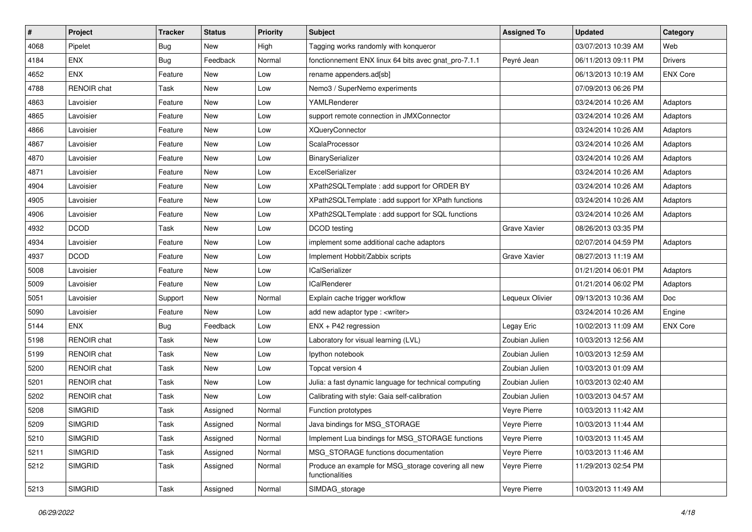| # | Project | Tracker | Status | Priority | Subject | Assigned To | Updated | Category |
| --- | --- | --- | --- | --- | --- | --- | --- | --- |
| 4068 | Pipelet | Bug | New | High | Tagging works randomly with konqueror | | 03/07/2013 10:39 AM | Web |
| 4184 | ENX | Bug | Feedback | Normal | fonctionnement ENX linux 64 bits avec gnat_pro-7.1.1 | Peyré Jean | 06/11/2013 09:11 PM | Drivers |
| 4652 | ENX | Feature | New | Low | rename appenders.ad[sb] | | 06/13/2013 10:19 AM | ENX Core |
| 4788 | RENOIR chat | Task | New | Low | Nemo3 / SuperNemo experiments | | 07/09/2013 06:26 PM | |
| 4863 | Lavoisier | Feature | New | Low | YAMLRenderer | | 03/24/2014 10:26 AM | Adaptors |
| 4865 | Lavoisier | Feature | New | Low | support remote connection in JMXConnector | | 03/24/2014 10:26 AM | Adaptors |
| 4866 | Lavoisier | Feature | New | Low | XQueryConnector | | 03/24/2014 10:26 AM | Adaptors |
| 4867 | Lavoisier | Feature | New | Low | ScalaProcessor | | 03/24/2014 10:26 AM | Adaptors |
| 4870 | Lavoisier | Feature | New | Low | BinarySerializer | | 03/24/2014 10:26 AM | Adaptors |
| 4871 | Lavoisier | Feature | New | Low | ExcelSerializer | | 03/24/2014 10:26 AM | Adaptors |
| 4904 | Lavoisier | Feature | New | Low | XPath2SQLTemplate : add support for ORDER BY | | 03/24/2014 10:26 AM | Adaptors |
| 4905 | Lavoisier | Feature | New | Low | XPath2SQLTemplate : add support for XPath functions | | 03/24/2014 10:26 AM | Adaptors |
| 4906 | Lavoisier | Feature | New | Low | XPath2SQLTemplate : add support for SQL functions | | 03/24/2014 10:26 AM | Adaptors |
| 4932 | DCOD | Task | New | Low | DCOD testing | Grave Xavier | 08/26/2013 03:35 PM | |
| 4934 | Lavoisier | Feature | New | Low | implement some additional cache adaptors | | 02/07/2014 04:59 PM | Adaptors |
| 4937 | DCOD | Feature | New | Low | Implement Hobbit/Zabbix scripts | Grave Xavier | 08/27/2013 11:19 AM | |
| 5008 | Lavoisier | Feature | New | Low | ICalSerializer | | 01/21/2014 06:01 PM | Adaptors |
| 5009 | Lavoisier | Feature | New | Low | ICalRenderer | | 01/21/2014 06:02 PM | Adaptors |
| 5051 | Lavoisier | Support | New | Normal | Explain cache trigger workflow | Lequeux Olivier | 09/13/2013 10:36 AM | Doc |
| 5090 | Lavoisier | Feature | New | Low | add new adaptor type : <writer> | | 03/24/2014 10:26 AM | Engine |
| 5144 | ENX | Bug | Feedback | Low | ENX + P42 regression | Legay Eric | 10/02/2013 11:09 AM | ENX Core |
| 5198 | RENOIR chat | Task | New | Low | Laboratory for visual learning (LVL) | Zoubian Julien | 10/03/2013 12:56 AM | |
| 5199 | RENOIR chat | Task | New | Low | Ipython notebook | Zoubian Julien | 10/03/2013 12:59 AM | |
| 5200 | RENOIR chat | Task | New | Low | Topcat version 4 | Zoubian Julien | 10/03/2013 01:09 AM | |
| 5201 | RENOIR chat | Task | New | Low | Julia: a fast dynamic language for technical computing | Zoubian Julien | 10/03/2013 02:40 AM | |
| 5202 | RENOIR chat | Task | New | Low | Calibrating with style: Gaia self-calibration | Zoubian Julien | 10/03/2013 04:57 AM | |
| 5208 | SIMGRID | Task | Assigned | Normal | Function prototypes | Veyre Pierre | 10/03/2013 11:42 AM | |
| 5209 | SIMGRID | Task | Assigned | Normal | Java bindings for MSG_STORAGE | Veyre Pierre | 10/03/2013 11:44 AM | |
| 5210 | SIMGRID | Task | Assigned | Normal | Implement Lua bindings for MSG_STORAGE functions | Veyre Pierre | 10/03/2013 11:45 AM | |
| 5211 | SIMGRID | Task | Assigned | Normal | MSG_STORAGE functions documentation | Veyre Pierre | 10/03/2013 11:46 AM | |
| 5212 | SIMGRID | Task | Assigned | Normal | Produce an example for MSG_storage covering all new functionalities | Veyre Pierre | 11/29/2013 02:54 PM | |
| 5213 | SIMGRID | Task | Assigned | Normal | SIMDAG_storage | Veyre Pierre | 10/03/2013 11:49 AM | |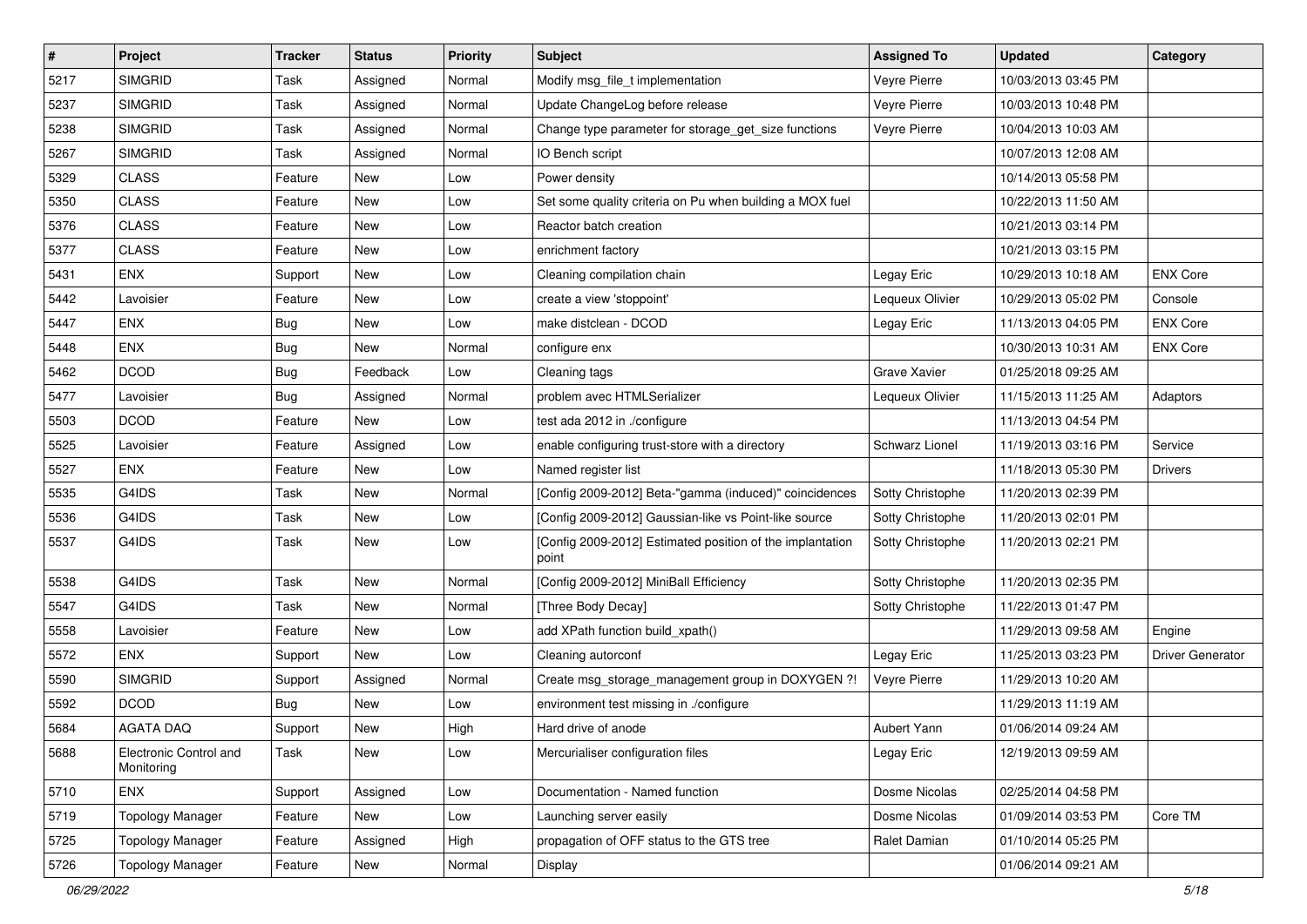| # | Project | Tracker | Status | Priority | Subject | Assigned To | Updated | Category |
|---|---|---|---|---|---|---|---|---|
| 5217 | SIMGRID | Task | Assigned | Normal | Modify msg_file_t implementation | Veyre Pierre | 10/03/2013 03:45 PM | |
| 5237 | SIMGRID | Task | Assigned | Normal | Update ChangeLog before release | Veyre Pierre | 10/03/2013 10:48 PM | |
| 5238 | SIMGRID | Task | Assigned | Normal | Change type parameter for storage_get_size functions | Veyre Pierre | 10/04/2013 10:03 AM | |
| 5267 | SIMGRID | Task | Assigned | Normal | IO Bench script | | 10/07/2013 12:08 AM | |
| 5329 | CLASS | Feature | New | Low | Power density | | 10/14/2013 05:58 PM | |
| 5350 | CLASS | Feature | New | Low | Set some quality criteria on Pu when building a MOX fuel | | 10/22/2013 11:50 AM | |
| 5376 | CLASS | Feature | New | Low | Reactor batch creation | | 10/21/2013 03:14 PM | |
| 5377 | CLASS | Feature | New | Low | enrichment factory | | 10/21/2013 03:15 PM | |
| 5431 | ENX | Support | New | Low | Cleaning compilation chain | Legay Eric | 10/29/2013 10:18 AM | ENX Core |
| 5442 | Lavoisier | Feature | New | Low | create a view 'stoppoint' | Lequeux Olivier | 10/29/2013 05:02 PM | Console |
| 5447 | ENX | Bug | New | Low | make distclean - DCOD | Legay Eric | 11/13/2013 04:05 PM | ENX Core |
| 5448 | ENX | Bug | New | Normal | configure enx | | 10/30/2013 10:31 AM | ENX Core |
| 5462 | DCOD | Bug | Feedback | Low | Cleaning tags | Grave Xavier | 01/25/2018 09:25 AM | |
| 5477 | Lavoisier | Bug | Assigned | Normal | problem avec HTMLSerializer | Lequeux Olivier | 11/15/2013 11:25 AM | Adaptors |
| 5503 | DCOD | Feature | New | Low | test ada 2012 in ./configure | | 11/13/2013 04:54 PM | |
| 5525 | Lavoisier | Feature | Assigned | Low | enable configuring trust-store with a directory | Schwarz Lionel | 11/19/2013 03:16 PM | Service |
| 5527 | ENX | Feature | New | Low | Named register list | | 11/18/2013 05:30 PM | Drivers |
| 5535 | G4IDS | Task | New | Normal | [Config 2009-2012] Beta-"gamma (induced)" coincidences | Sotty Christophe | 11/20/2013 02:39 PM | |
| 5536 | G4IDS | Task | New | Low | [Config 2009-2012] Gaussian-like vs Point-like source | Sotty Christophe | 11/20/2013 02:01 PM | |
| 5537 | G4IDS | Task | New | Low | [Config 2009-2012] Estimated position of the implantation point | Sotty Christophe | 11/20/2013 02:21 PM | |
| 5538 | G4IDS | Task | New | Normal | [Config 2009-2012] MiniBall Efficiency | Sotty Christophe | 11/20/2013 02:35 PM | |
| 5547 | G4IDS | Task | New | Normal | [Three Body Decay] | Sotty Christophe | 11/22/2013 01:47 PM | |
| 5558 | Lavoisier | Feature | New | Low | add XPath function build_xpath() | | 11/29/2013 09:58 AM | Engine |
| 5572 | ENX | Support | New | Low | Cleaning autorconf | Legay Eric | 11/25/2013 03:23 PM | Driver Generator |
| 5590 | SIMGRID | Support | Assigned | Normal | Create msg_storage_management group in DOXYGEN ?! | Veyre Pierre | 11/29/2013 10:20 AM | |
| 5592 | DCOD | Bug | New | Low | environment test missing in ./configure | | 11/29/2013 11:19 AM | |
| 5684 | AGATA DAQ | Support | New | High | Hard drive of anode | Aubert Yann | 01/06/2014 09:24 AM | |
| 5688 | Electronic Control and Monitoring | Task | New | Low | Mercurialiser configuration files | Legay Eric | 12/19/2013 09:59 AM | |
| 5710 | ENX | Support | Assigned | Low | Documentation - Named function | Dosme Nicolas | 02/25/2014 04:58 PM | |
| 5719 | Topology Manager | Feature | New | Low | Launching server easily | Dosme Nicolas | 01/09/2014 03:53 PM | Core TM |
| 5725 | Topology Manager | Feature | Assigned | High | propagation of OFF status to the GTS tree | Ralet Damian | 01/10/2014 05:25 PM | |
| 5726 | Topology Manager | Feature | New | Normal | Display | | 01/06/2014 09:21 AM | |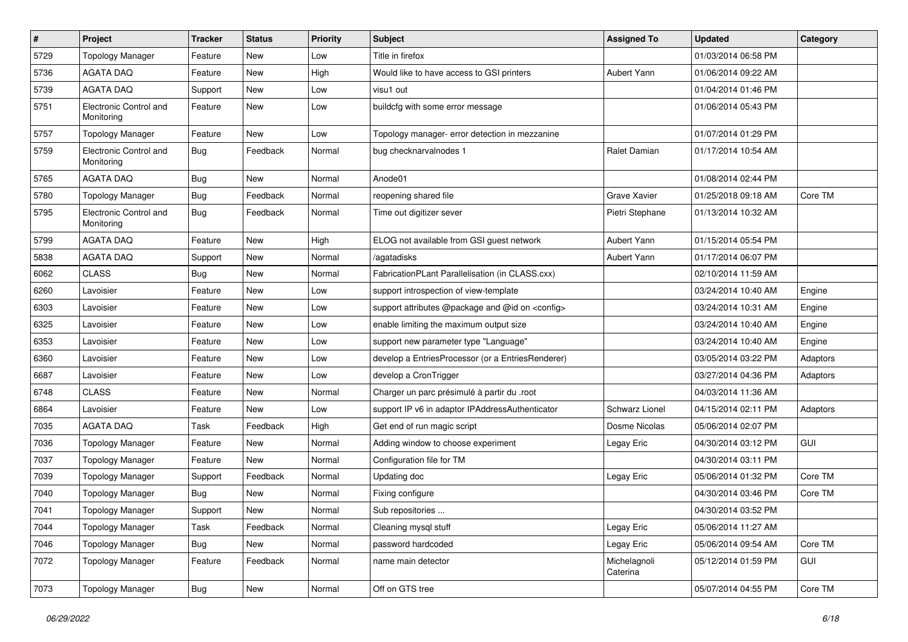| # | Project | Tracker | Status | Priority | Subject | Assigned To | Updated | Category |
|---|---|---|---|---|---|---|---|---|
| 5729 | Topology Manager | Feature | New | Low | Title in firefox | | 01/03/2014 06:58 PM | |
| 5736 | AGATA DAQ | Feature | New | High | Would like to have access to GSI printers | Aubert Yann | 01/06/2014 09:22 AM | |
| 5739 | AGATA DAQ | Support | New | Low | visu1 out | | 01/04/2014 01:46 PM | |
| 5751 | Electronic Control and Monitoring | Feature | New | Low | buildcfg with some error message | | 01/06/2014 05:43 PM | |
| 5757 | Topology Manager | Feature | New | Low | Topology manager- error detection in mezzanine | | 01/07/2014 01:29 PM | |
| 5759 | Electronic Control and Monitoring | Bug | Feedback | Normal | bug checknarvalnodes 1 | Ralet Damian | 01/17/2014 10:54 AM | |
| 5765 | AGATA DAQ | Bug | New | Normal | Anode01 | | 01/08/2014 02:44 PM | |
| 5780 | Topology Manager | Bug | Feedback | Normal | reopening shared file | Grave Xavier | 01/25/2018 09:18 AM | Core TM |
| 5795 | Electronic Control and Monitoring | Bug | Feedback | Normal | Time out digitizer sever | Pietri Stephane | 01/13/2014 10:32 AM | |
| 5799 | AGATA DAQ | Feature | New | High | ELOG not available from GSI guest network | Aubert Yann | 01/15/2014 05:54 PM | |
| 5838 | AGATA DAQ | Support | New | Normal | /agatadisks | Aubert Yann | 01/17/2014 06:07 PM | |
| 6062 | CLASS | Bug | New | Normal | FabricationPLant Parallelisation (in CLASS.cxx) | | 02/10/2014 11:59 AM | |
| 6260 | Lavoisier | Feature | New | Low | support introspection of view-template | | 03/24/2014 10:40 AM | Engine |
| 6303 | Lavoisier | Feature | New | Low | support attributes @package and @id on <config> | | 03/24/2014 10:31 AM | Engine |
| 6325 | Lavoisier | Feature | New | Low | enable limiting the maximum output size | | 03/24/2014 10:40 AM | Engine |
| 6353 | Lavoisier | Feature | New | Low | support new parameter type "Language" | | 03/24/2014 10:40 AM | Engine |
| 6360 | Lavoisier | Feature | New | Low | develop a EntriesProcessor (or a EntriesRenderer) | | 03/05/2014 03:22 PM | Adaptors |
| 6687 | Lavoisier | Feature | New | Low | develop a CronTrigger | | 03/27/2014 04:36 PM | Adaptors |
| 6748 | CLASS | Feature | New | Normal | Charger un parc présimulé à partir du .root | | 04/03/2014 11:36 AM | |
| 6864 | Lavoisier | Feature | New | Low | support IP v6 in adaptor IPAddressAuthenticator | Schwarz Lionel | 04/15/2014 02:11 PM | Adaptors |
| 7035 | AGATA DAQ | Task | Feedback | High | Get end of run magic script | Dosme Nicolas | 05/06/2014 02:07 PM | |
| 7036 | Topology Manager | Feature | New | Normal | Adding window to choose experiment | Legay Eric | 04/30/2014 03:12 PM | GUI |
| 7037 | Topology Manager | Feature | New | Normal | Configuration file for TM | | 04/30/2014 03:11 PM | |
| 7039 | Topology Manager | Support | Feedback | Normal | Updating doc | Legay Eric | 05/06/2014 01:32 PM | Core TM |
| 7040 | Topology Manager | Bug | New | Normal | Fixing configure | | 04/30/2014 03:46 PM | Core TM |
| 7041 | Topology Manager | Support | New | Normal | Sub repositories ... | | 04/30/2014 03:52 PM | |
| 7044 | Topology Manager | Task | Feedback | Normal | Cleaning mysql stuff | Legay Eric | 05/06/2014 11:27 AM | |
| 7046 | Topology Manager | Bug | New | Normal | password hardcoded | Legay Eric | 05/06/2014 09:54 AM | Core TM |
| 7072 | Topology Manager | Feature | Feedback | Normal | name main detector | Michelagnoli Caterina | 05/12/2014 01:59 PM | GUI |
| 7073 | Topology Manager | Bug | New | Normal | Off on GTS tree | | 05/07/2014 04:55 PM | Core TM |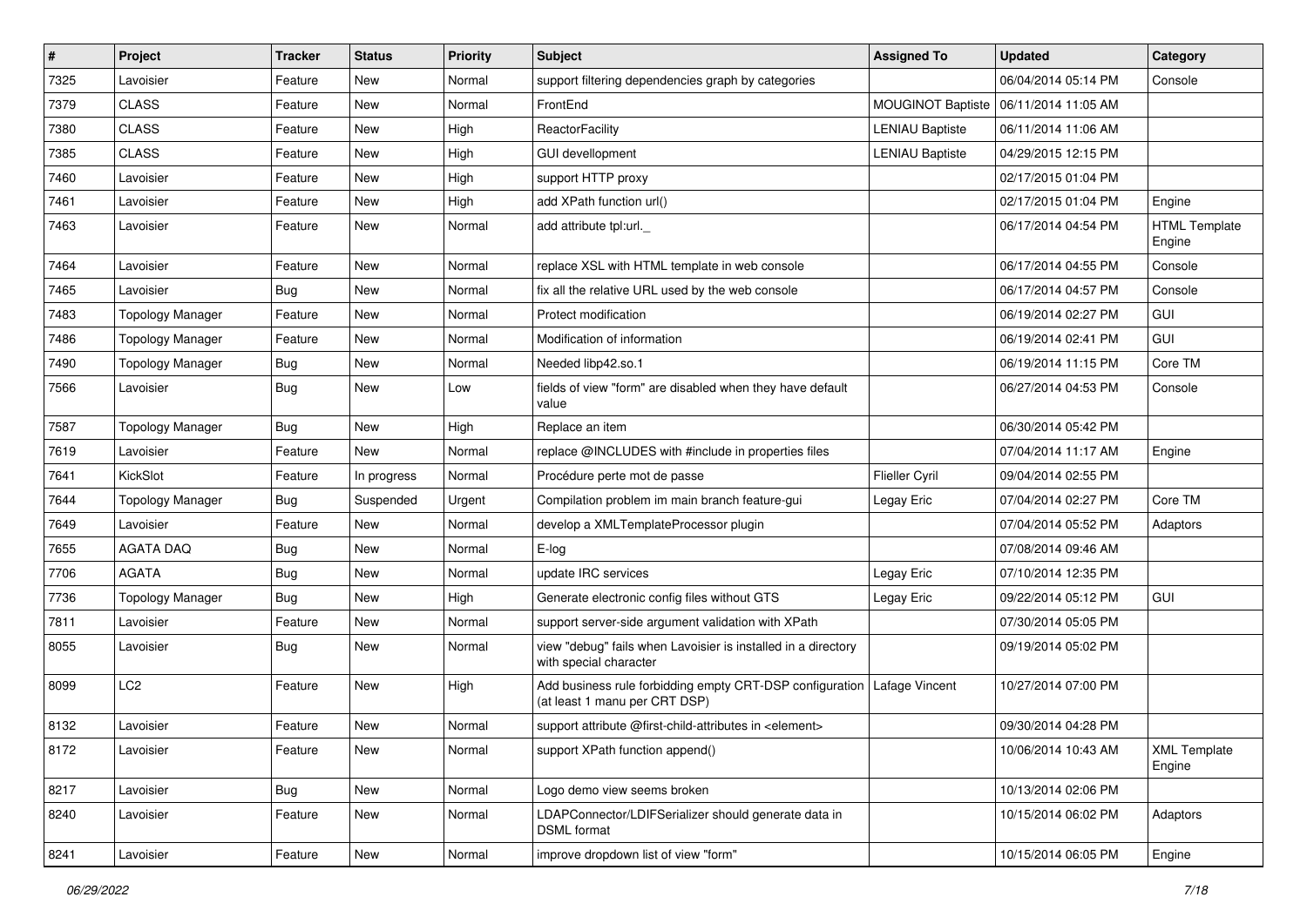| # | Project | Tracker | Status | Priority | Subject | Assigned To | Updated | Category |
|---|---|---|---|---|---|---|---|---|
| 7325 | Lavoisier | Feature | New | Normal | support filtering dependencies graph by categories | | 06/04/2014 05:14 PM | Console |
| 7379 | CLASS | Feature | New | Normal | FrontEnd | MOUGINOT Baptiste | 06/11/2014 11:05 AM | |
| 7380 | CLASS | Feature | New | High | ReactorFacility | LENIAU Baptiste | 06/11/2014 11:06 AM | |
| 7385 | CLASS | Feature | New | High | GUI devellopment | LENIAU Baptiste | 04/29/2015 12:15 PM | |
| 7460 | Lavoisier | Feature | New | High | support HTTP proxy | | 02/17/2015 01:04 PM | |
| 7461 | Lavoisier | Feature | New | High | add XPath function url() | | 02/17/2015 01:04 PM | Engine |
| 7463 | Lavoisier | Feature | New | Normal | add attribute tpl:url._ | | 06/17/2014 04:54 PM | HTML Template Engine |
| 7464 | Lavoisier | Feature | New | Normal | replace XSL with HTML template in web console | | 06/17/2014 04:55 PM | Console |
| 7465 | Lavoisier | Bug | New | Normal | fix all the relative URL used by the web console | | 06/17/2014 04:57 PM | Console |
| 7483 | Topology Manager | Feature | New | Normal | Protect modification | | 06/19/2014 02:27 PM | GUI |
| 7486 | Topology Manager | Feature | New | Normal | Modification of information | | 06/19/2014 02:41 PM | GUI |
| 7490 | Topology Manager | Bug | New | Normal | Needed libp42.so.1 | | 06/19/2014 11:15 PM | Core TM |
| 7566 | Lavoisier | Bug | New | Low | fields of view "form" are disabled when they have default value | | 06/27/2014 04:53 PM | Console |
| 7587 | Topology Manager | Bug | New | High | Replace an item | | 06/30/2014 05:42 PM | |
| 7619 | Lavoisier | Feature | New | Normal | replace @INCLUDES with #include in properties files | | 07/04/2014 11:17 AM | Engine |
| 7641 | KickSlot | Feature | In progress | Normal | Procédure perte mot de passe | Flieller Cyril | 09/04/2014 02:55 PM | |
| 7644 | Topology Manager | Bug | Suspended | Urgent | Compilation problem im main branch feature-gui | Legay Eric | 07/04/2014 02:27 PM | Core TM |
| 7649 | Lavoisier | Feature | New | Normal | develop a XMLTemplateProcessor plugin | | 07/04/2014 05:52 PM | Adaptors |
| 7655 | AGATA DAQ | Bug | New | Normal | E-log | | 07/08/2014 09:46 AM | |
| 7706 | AGATA | Bug | New | Normal | update IRC services | Legay Eric | 07/10/2014 12:35 PM | |
| 7736 | Topology Manager | Bug | New | High | Generate electronic config files without GTS | Legay Eric | 09/22/2014 05:12 PM | GUI |
| 7811 | Lavoisier | Feature | New | Normal | support server-side argument validation with XPath | | 07/30/2014 05:05 PM | |
| 8055 | Lavoisier | Bug | New | Normal | view "debug" fails when Lavoisier is installed in a directory with special character | | 09/19/2014 05:02 PM | |
| 8099 | LC2 | Feature | New | High | Add business rule forbidding empty CRT-DSP configuration (at least 1 manu per CRT DSP) | Lafage Vincent | 10/27/2014 07:00 PM | |
| 8132 | Lavoisier | Feature | New | Normal | support attribute @first-child-attributes in <element> | | 09/30/2014 04:28 PM | |
| 8172 | Lavoisier | Feature | New | Normal | support XPath function append() | | 10/06/2014 10:43 AM | XML Template Engine |
| 8217 | Lavoisier | Bug | New | Normal | Logo demo view seems broken | | 10/13/2014 02:06 PM | |
| 8240 | Lavoisier | Feature | New | Normal | LDAPConnector/LDIFSerializer should generate data in DSML format | | 10/15/2014 06:02 PM | Adaptors |
| 8241 | Lavoisier | Feature | New | Normal | improve dropdown list of view "form" | | 10/15/2014 06:05 PM | Engine |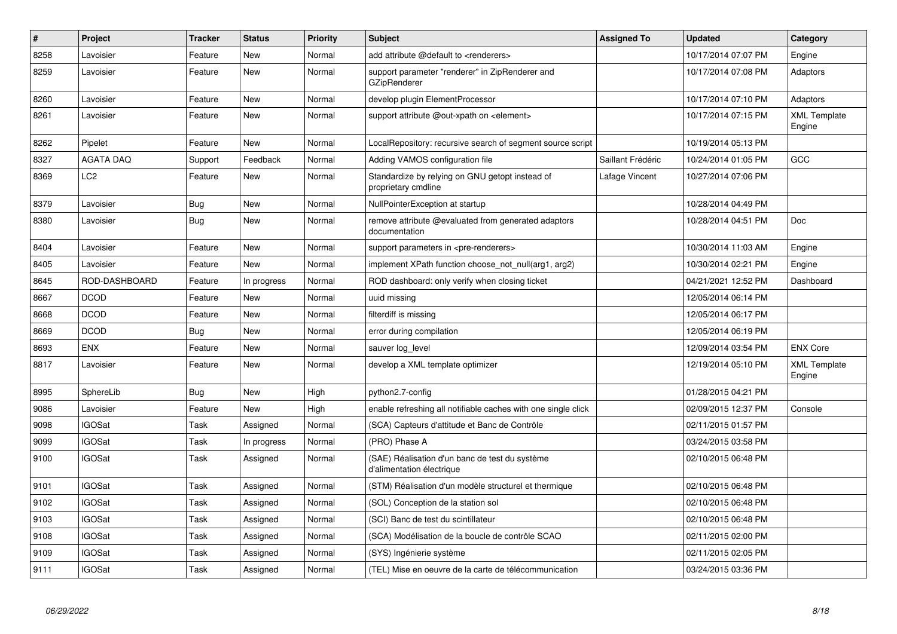| # | Project | Tracker | Status | Priority | Subject | Assigned To | Updated | Category |
|---|---|---|---|---|---|---|---|---|
| 8258 | Lavoisier | Feature | New | Normal | add attribute @default to <renderers> | | 10/17/2014 07:07 PM | Engine |
| 8259 | Lavoisier | Feature | New | Normal | support parameter "renderer" in ZipRenderer and GZipRenderer | | 10/17/2014 07:08 PM | Adaptors |
| 8260 | Lavoisier | Feature | New | Normal | develop plugin ElementProcessor | | 10/17/2014 07:10 PM | Adaptors |
| 8261 | Lavoisier | Feature | New | Normal | support attribute @out-xpath on <element> | | 10/17/2014 07:15 PM | XML Template Engine |
| 8262 | Pipelet | Feature | New | Normal | LocalRepository: recursive search of segment source script | | 10/19/2014 05:13 PM | |
| 8327 | AGATA DAQ | Support | Feedback | Normal | Adding VAMOS configuration file | Saillant Frédéric | 10/24/2014 01:05 PM | GCC |
| 8369 | LC2 | Feature | New | Normal | Standardize by relying on GNU getopt instead of proprietary cmdline | Lafage Vincent | 10/27/2014 07:06 PM | |
| 8379 | Lavoisier | Bug | New | Normal | NullPointerException at startup | | 10/28/2014 04:49 PM | |
| 8380 | Lavoisier | Bug | New | Normal | remove attribute @evaluated from generated adaptors documentation | | 10/28/2014 04:51 PM | Doc |
| 8404 | Lavoisier | Feature | New | Normal | support parameters in <pre-renderers> | | 10/30/2014 11:03 AM | Engine |
| 8405 | Lavoisier | Feature | New | Normal | implement XPath function choose_not_null(arg1, arg2) | | 10/30/2014 02:21 PM | Engine |
| 8645 | ROD-DASHBOARD | Feature | In progress | Normal | ROD dashboard: only verify when closing ticket | | 04/21/2021 12:52 PM | Dashboard |
| 8667 | DCOD | Feature | New | Normal | uuid missing | | 12/05/2014 06:14 PM | |
| 8668 | DCOD | Feature | New | Normal | filterdiff is missing | | 12/05/2014 06:17 PM | |
| 8669 | DCOD | Bug | New | Normal | error during compilation | | 12/05/2014 06:19 PM | |
| 8693 | ENX | Feature | New | Normal | sauver log_level | | 12/09/2014 03:54 PM | ENX Core |
| 8817 | Lavoisier | Feature | New | Normal | develop a XML template optimizer | | 12/19/2014 05:10 PM | XML Template Engine |
| 8995 | SphereLib | Bug | New | High | python2.7-config | | 01/28/2015 04:21 PM | |
| 9086 | Lavoisier | Feature | New | High | enable refreshing all notifiable caches with one single click | | 02/09/2015 12:37 PM | Console |
| 9098 | IGOSat | Task | Assigned | Normal | (SCA) Capteurs d'attitude et Banc de Contrôle | | 02/11/2015 01:57 PM | |
| 9099 | IGOSat | Task | In progress | Normal | (PRO) Phase A | | 03/24/2015 03:58 PM | |
| 9100 | IGOSat | Task | Assigned | Normal | (SAE) Réalisation d'un banc de test du système d'alimentation électrique | | 02/10/2015 06:48 PM | |
| 9101 | IGOSat | Task | Assigned | Normal | (STM) Réalisation d'un modèle structurel et thermique | | 02/10/2015 06:48 PM | |
| 9102 | IGOSat | Task | Assigned | Normal | (SOL) Conception de la station sol | | 02/10/2015 06:48 PM | |
| 9103 | IGOSat | Task | Assigned | Normal | (SCI) Banc de test du scintillateur | | 02/10/2015 06:48 PM | |
| 9108 | IGOSat | Task | Assigned | Normal | (SCA) Modélisation de la boucle de contrôle SCAO | | 02/11/2015 02:00 PM | |
| 9109 | IGOSat | Task | Assigned | Normal | (SYS) Ingénierie système | | 02/11/2015 02:05 PM | |
| 9111 | IGOSat | Task | Assigned | Normal | (TEL) Mise en oeuvre de la carte de télécommunication | | 03/24/2015 03:36 PM | |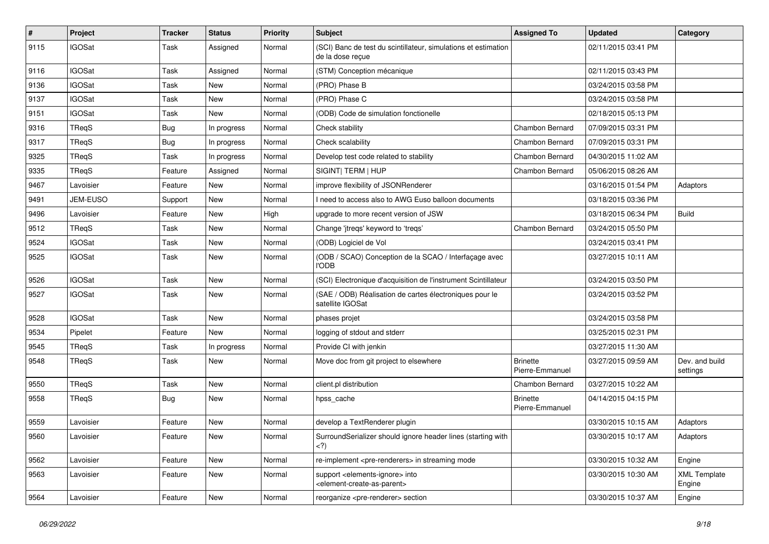| # | Project | Tracker | Status | Priority | Subject | Assigned To | Updated | Category |
|---|---|---|---|---|---|---|---|---|
| 9115 | IGOSat | Task | Assigned | Normal | (SCI) Banc de test du scintillateur, simulations et estimation de la dose reçue | | 02/11/2015 03:41 PM | |
| 9116 | IGOSat | Task | Assigned | Normal | (STM) Conception mécanique | | 02/11/2015 03:43 PM | |
| 9136 | IGOSat | Task | New | Normal | (PRO) Phase B | | 03/24/2015 03:58 PM | |
| 9137 | IGOSat | Task | New | Normal | (PRO) Phase C | | 03/24/2015 03:58 PM | |
| 9151 | IGOSat | Task | New | Normal | (ODB) Code de simulation fonctionelle | | 02/18/2015 05:13 PM | |
| 9316 | TReqS | Bug | In progress | Normal | Check stability | Chambon Bernard | 07/09/2015 03:31 PM | |
| 9317 | TReqS | Bug | In progress | Normal | Check scalability | Chambon Bernard | 07/09/2015 03:31 PM | |
| 9325 | TReqS | Task | In progress | Normal | Develop test code related to stability | Chambon Bernard | 04/30/2015 11:02 AM | |
| 9335 | TReqS | Feature | Assigned | Normal | SIGINT\| TERM \| HUP | Chambon Bernard | 05/06/2015 08:26 AM | |
| 9467 | Lavoisier | Feature | New | Normal | improve flexibility of JSONRenderer | | 03/16/2015 01:54 PM | Adaptors |
| 9491 | JEM-EUSO | Support | New | Normal | I need to access also to AWG Euso balloon documents | | 03/18/2015 03:36 PM | |
| 9496 | Lavoisier | Feature | New | High | upgrade to more recent version of JSW | | 03/18/2015 06:34 PM | Build |
| 9512 | TReqS | Task | New | Normal | Change 'jtreqs' keyword to 'treqs' | Chambon Bernard | 03/24/2015 05:50 PM | |
| 9524 | IGOSat | Task | New | Normal | (ODB) Logiciel de Vol | | 03/24/2015 03:41 PM | |
| 9525 | IGOSat | Task | New | Normal | (ODB / SCAO) Conception de la SCAO / Interfaçage avec l'ODB | | 03/27/2015 10:11 AM | |
| 9526 | IGOSat | Task | New | Normal | (SCI) Electronique d'acquisition de l'instrument Scintillateur | | 03/24/2015 03:50 PM | |
| 9527 | IGOSat | Task | New | Normal | (SAE / ODB) Réalisation de cartes électroniques pour le satellite IGOSat | | 03/24/2015 03:52 PM | |
| 9528 | IGOSat | Task | New | Normal | phases projet | | 03/24/2015 03:58 PM | |
| 9534 | Pipelet | Feature | New | Normal | logging of stdout and stderr | | 03/25/2015 02:31 PM | |
| 9545 | TReqS | Task | In progress | Normal | Provide CI with jenkin | | 03/27/2015 11:30 AM | |
| 9548 | TReqS | Task | New | Normal | Move doc from git project to elsewhere | Brinette Pierre-Emmanuel | 03/27/2015 09:59 AM | Dev. and build settings |
| 9550 | TReqS | Task | New | Normal | client.pl distribution | Chambon Bernard | 03/27/2015 10:22 AM | |
| 9558 | TReqS | Bug | New | Normal | hpss_cache | Brinette Pierre-Emmanuel | 04/14/2015 04:15 PM | |
| 9559 | Lavoisier | Feature | New | Normal | develop a TextRenderer plugin | | 03/30/2015 10:15 AM | Adaptors |
| 9560 | Lavoisier | Feature | New | Normal | SurroundSerializer should ignore header lines (starting with <?) | | 03/30/2015 10:17 AM | Adaptors |
| 9562 | Lavoisier | Feature | New | Normal | re-implement <pre-renderers> in streaming mode | | 03/30/2015 10:32 AM | Engine |
| 9563 | Lavoisier | Feature | New | Normal | support <elements-ignore> into <element-create-as-parent> | | 03/30/2015 10:30 AM | XML Template Engine |
| 9564 | Lavoisier | Feature | New | Normal | reorganize <pre-renderer> section | | 03/30/2015 10:37 AM | Engine |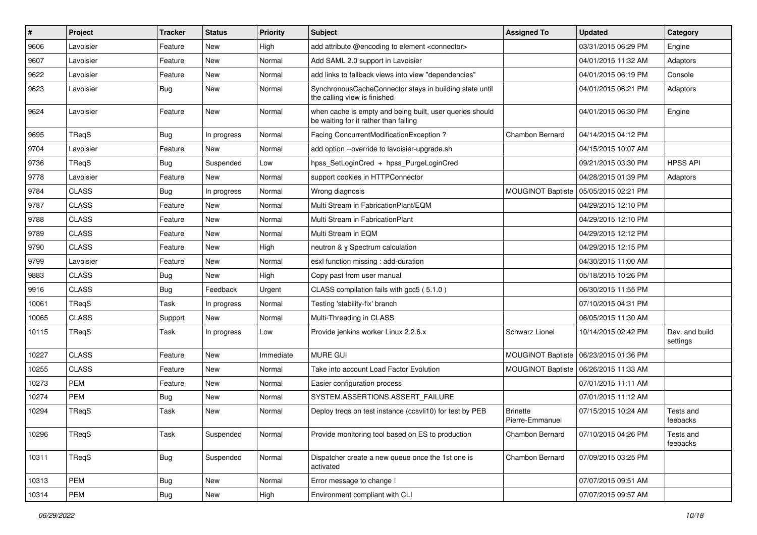| # | Project | Tracker | Status | Priority | Subject | Assigned To | Updated | Category |
|---|---|---|---|---|---|---|---|---|
| 9606 | Lavoisier | Feature | New | High | add attribute @encoding to element <connector> | | 03/31/2015 06:29 PM | Engine |
| 9607 | Lavoisier | Feature | New | Normal | Add SAML 2.0 support in Lavoisier | | 04/01/2015 11:32 AM | Adaptors |
| 9622 | Lavoisier | Feature | New | Normal | add links to fallback views into view "dependencies" | | 04/01/2015 06:19 PM | Console |
| 9623 | Lavoisier | Bug | New | Normal | SynchronousCacheConnector stays in building state until the calling view is finished | | 04/01/2015 06:21 PM | Adaptors |
| 9624 | Lavoisier | Feature | New | Normal | when cache is empty and being built, user queries should be waiting for it rather than failing | | 04/01/2015 06:30 PM | Engine |
| 9695 | TReqS | Bug | In progress | Normal | Facing ConcurrentModificationException ? | Chambon Bernard | 04/14/2015 04:12 PM | |
| 9704 | Lavoisier | Feature | New | Normal | add option --override to lavoisier-upgrade.sh | | 04/15/2015 10:07 AM | |
| 9736 | TReqS | Bug | Suspended | Low | hpss_SetLoginCred + hpss_PurgeLoginCred | | 09/21/2015 03:30 PM | HPSS API |
| 9778 | Lavoisier | Feature | New | Normal | support cookies in HTTPConnector | | 04/28/2015 01:39 PM | Adaptors |
| 9784 | CLASS | Bug | In progress | Normal | Wrong diagnosis | MOUGINOT Baptiste | 05/05/2015 02:21 PM | |
| 9787 | CLASS | Feature | New | Normal | Multi Stream in FabricationPlant/EQM | | 04/29/2015 12:10 PM | |
| 9788 | CLASS | Feature | New | Normal | Multi Stream in FabricationPlant | | 04/29/2015 12:10 PM | |
| 9789 | CLASS | Feature | New | Normal | Multi Stream in EQM | | 04/29/2015 12:12 PM | |
| 9790 | CLASS | Feature | New | High | neutron & γ Spectrum calculation | | 04/29/2015 12:15 PM | |
| 9799 | Lavoisier | Feature | New | Normal | esxl function missing : add-duration | | 04/30/2015 11:00 AM | |
| 9883 | CLASS | Bug | New | High | Copy past from user manual | | 05/18/2015 10:26 PM | |
| 9916 | CLASS | Bug | Feedback | Urgent | CLASS compilation fails with gcc5 ( 5.1.0 ) | | 06/30/2015 11:55 PM | |
| 10061 | TReqS | Task | In progress | Normal | Testing 'stability-fix' branch | | 07/10/2015 04:31 PM | |
| 10065 | CLASS | Support | New | Normal | Multi-Threading in CLASS | | 06/05/2015 11:30 AM | |
| 10115 | TReqS | Task | In progress | Low | Provide jenkins worker Linux 2.2.6.x | Schwarz Lionel | 10/14/2015 02:42 PM | Dev. and build settings |
| 10227 | CLASS | Feature | New | Immediate | MURE GUI | MOUGINOT Baptiste | 06/23/2015 01:36 PM | |
| 10255 | CLASS | Feature | New | Normal | Take into account Load Factor Evolution | MOUGINOT Baptiste | 06/26/2015 11:33 AM | |
| 10273 | PEM | Feature | New | Normal | Easier configuration process | | 07/01/2015 11:11 AM | |
| 10274 | PEM | Bug | New | Normal | SYSTEM.ASSERTIONS.ASSERT_FAILURE | | 07/01/2015 11:12 AM | |
| 10294 | TReqS | Task | New | Normal | Deploy treqs on test instance (ccsvli10) for test by PEB | Brinette Pierre-Emmanuel | 07/15/2015 10:24 AM | Tests and feebacks |
| 10296 | TReqS | Task | Suspended | Normal | Provide monitoring tool based on ES to production | Chambon Bernard | 07/10/2015 04:26 PM | Tests and feebacks |
| 10311 | TReqS | Bug | Suspended | Normal | Dispatcher create a new queue once the 1st one is activated | Chambon Bernard | 07/09/2015 03:25 PM | |
| 10313 | PEM | Bug | New | Normal | Error message to change ! | | 07/07/2015 09:51 AM | |
| 10314 | PEM | Bug | New | High | Environment compliant with CLI | | 07/07/2015 09:57 AM | |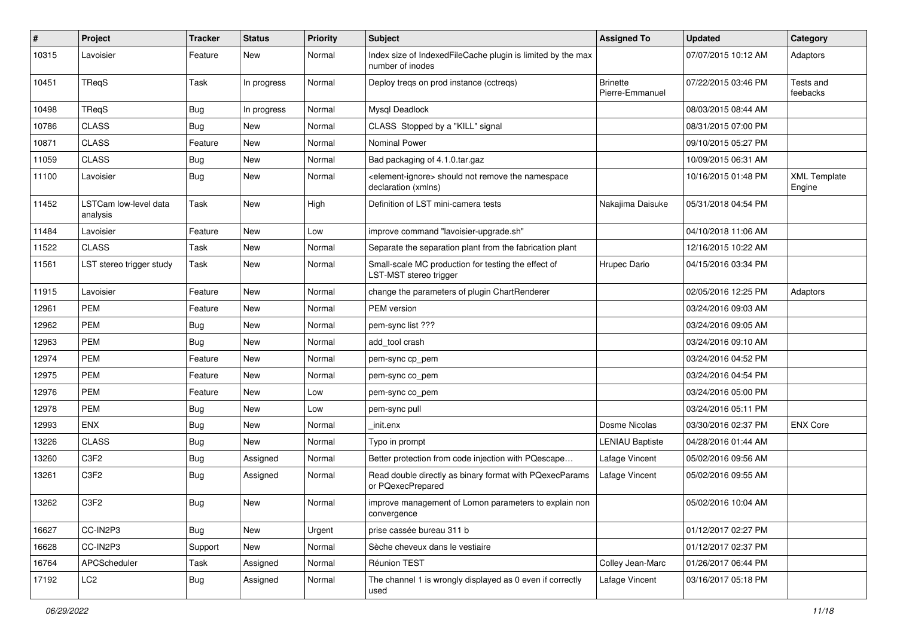| # | Project | Tracker | Status | Priority | Subject | Assigned To | Updated | Category |
|---|---|---|---|---|---|---|---|---|
| 10315 | Lavoisier | Feature | New | Normal | Index size of IndexedFileCache plugin is limited by the max number of inodes | | 07/07/2015 10:12 AM | Adaptors |
| 10451 | TReqS | Task | In progress | Normal | Deploy treqs on prod instance (cctreqs) | Brinette Pierre-Emmanuel | 07/22/2015 03:46 PM | Tests and feebacks |
| 10498 | TReqS | Bug | In progress | Normal | Mysql Deadlock | | 08/03/2015 08:44 AM | |
| 10786 | CLASS | Bug | New | Normal | CLASS Stopped by a "KILL" signal | | 08/31/2015 07:00 PM | |
| 10871 | CLASS | Feature | New | Normal | Nominal Power | | 09/10/2015 05:27 PM | |
| 11059 | CLASS | Bug | New | Normal | Bad packaging of 4.1.0.tar.gaz | | 10/09/2015 06:31 AM | |
| 11100 | Lavoisier | Bug | New | Normal | <element-ignore> should not remove the namespace declaration (xmlns) | | 10/16/2015 01:48 PM | XML Template Engine |
| 11452 | LSTCam low-level data analysis | Task | New | High | Definition of LST mini-camera tests | Nakajima Daisuke | 05/31/2018 04:54 PM | |
| 11484 | Lavoisier | Feature | New | Low | improve command "lavoisier-upgrade.sh" | | 04/10/2018 11:06 AM | |
| 11522 | CLASS | Task | New | Normal | Separate the separation plant from the fabrication plant | | 12/16/2015 10:22 AM | |
| 11561 | LST stereo trigger study | Task | New | Normal | Small-scale MC production for testing the effect of LST-MST stereo trigger | Hrupec Dario | 04/15/2016 03:34 PM | |
| 11915 | Lavoisier | Feature | New | Normal | change the parameters of plugin ChartRenderer | | 02/05/2016 12:25 PM | Adaptors |
| 12961 | PEM | Feature | New | Normal | PEM version | | 03/24/2016 09:03 AM | |
| 12962 | PEM | Bug | New | Normal | pem-sync list ??? | | 03/24/2016 09:05 AM | |
| 12963 | PEM | Bug | New | Normal | add_tool crash | | 03/24/2016 09:10 AM | |
| 12974 | PEM | Feature | New | Normal | pem-sync cp_pem | | 03/24/2016 04:52 PM | |
| 12975 | PEM | Feature | New | Normal | pem-sync co_pem | | 03/24/2016 04:54 PM | |
| 12976 | PEM | Feature | New | Low | pem-sync co_pem | | 03/24/2016 05:00 PM | |
| 12978 | PEM | Bug | New | Low | pem-sync pull | | 03/24/2016 05:11 PM | |
| 12993 | ENX | Bug | New | Normal | _init.enx | Dosme Nicolas | 03/30/2016 02:37 PM | ENX Core |
| 13226 | CLASS | Bug | New | Normal | Typo in prompt | LENIAU Baptiste | 04/28/2016 01:44 AM | |
| 13260 | C3F2 | Bug | Assigned | Normal | Better protection from code injection with PQescape… | Lafage Vincent | 05/02/2016 09:56 AM | |
| 13261 | C3F2 | Bug | Assigned | Normal | Read double directly as binary format with PQexecParams or PQexecPrepared | Lafage Vincent | 05/02/2016 09:55 AM | |
| 13262 | C3F2 | Bug | New | Normal | improve management of Lomon parameters to explain non convergence | | 05/02/2016 10:04 AM | |
| 16627 | CC-IN2P3 | Bug | New | Urgent | prise cassée bureau 311 b | | 01/12/2017 02:27 PM | |
| 16628 | CC-IN2P3 | Support | New | Normal | Sèche cheveux dans le vestiaire | | 01/12/2017 02:37 PM | |
| 16764 | APCScheduler | Task | Assigned | Normal | Réunion TEST | Colley Jean-Marc | 01/26/2017 06:44 PM | |
| 17192 | LC2 | Bug | Assigned | Normal | The channel 1 is wrongly displayed as 0 even if correctly used | Lafage Vincent | 03/16/2017 05:18 PM | |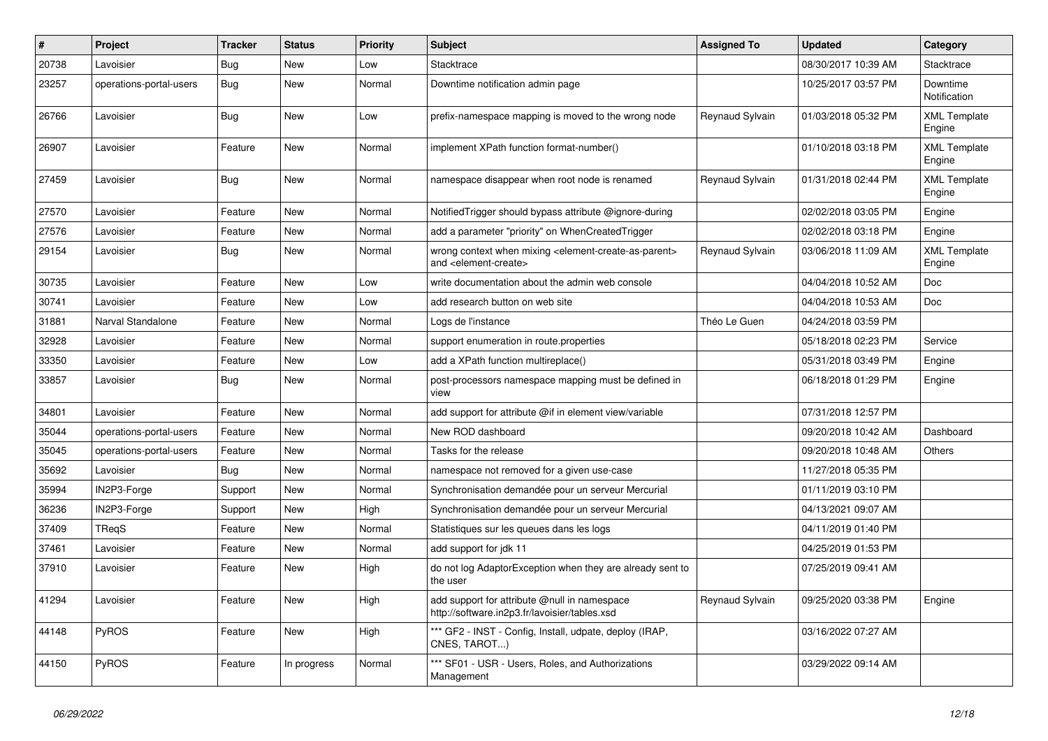| # | Project | Tracker | Status | Priority | Subject | Assigned To | Updated | Category |
|---|---|---|---|---|---|---|---|---|
| 20738 | Lavoisier | Bug | New | Low | Stacktrace | | 08/30/2017 10:39 AM | Stacktrace |
| 23257 | operations-portal-users | Bug | New | Normal | Downtime notification admin page | | 10/25/2017 03:57 PM | Downtime Notification |
| 26766 | Lavoisier | Bug | New | Low | prefix-namespace mapping is moved to the wrong node | Reynaud Sylvain | 01/03/2018 05:32 PM | XML Template Engine |
| 26907 | Lavoisier | Feature | New | Normal | implement XPath function format-number() | | 01/10/2018 03:18 PM | XML Template Engine |
| 27459 | Lavoisier | Bug | New | Normal | namespace disappear when root node is renamed | Reynaud Sylvain | 01/31/2018 02:44 PM | XML Template Engine |
| 27570 | Lavoisier | Feature | New | Normal | NotifiedTrigger should bypass attribute @ignore-during | | 02/02/2018 03:05 PM | Engine |
| 27576 | Lavoisier | Feature | New | Normal | add a parameter "priority" on WhenCreatedTrigger | | 02/02/2018 03:18 PM | Engine |
| 29154 | Lavoisier | Bug | New | Normal | wrong context when mixing <element-create-as-parent> and <element-create> | Reynaud Sylvain | 03/06/2018 11:09 AM | XML Template Engine |
| 30735 | Lavoisier | Feature | New | Low | write documentation about the admin web console | | 04/04/2018 10:52 AM | Doc |
| 30741 | Lavoisier | Feature | New | Low | add research button on web site | | 04/04/2018 10:53 AM | Doc |
| 31881 | Narval Standalone | Feature | New | Normal | Logs de l'instance | Théo Le Guen | 04/24/2018 03:59 PM | |
| 32928 | Lavoisier | Feature | New | Normal | support enumeration in route.properties | | 05/18/2018 02:23 PM | Service |
| 33350 | Lavoisier | Feature | New | Low | add a XPath function multireplace() | | 05/31/2018 03:49 PM | Engine |
| 33857 | Lavoisier | Bug | New | Normal | post-processors namespace mapping must be defined in view | | 06/18/2018 01:29 PM | Engine |
| 34801 | Lavoisier | Feature | New | Normal | add support for attribute @if in element view/variable | | 07/31/2018 12:57 PM | |
| 35044 | operations-portal-users | Feature | New | Normal | New ROD dashboard | | 09/20/2018 10:42 AM | Dashboard |
| 35045 | operations-portal-users | Feature | New | Normal | Tasks for the release | | 09/20/2018 10:48 AM | Others |
| 35692 | Lavoisier | Bug | New | Normal | namespace not removed for a given use-case | | 11/27/2018 05:35 PM | |
| 35994 | IN2P3-Forge | Support | New | Normal | Synchronisation demandée pour un serveur Mercurial | | 01/11/2019 03:10 PM | |
| 36236 | IN2P3-Forge | Support | New | High | Synchronisation demandée pour un serveur Mercurial | | 04/13/2021 09:07 AM | |
| 37409 | TReqS | Feature | New | Normal | Statistiques sur les queues dans les logs | | 04/11/2019 01:40 PM | |
| 37461 | Lavoisier | Feature | New | Normal | add support for jdk 11 | | 04/25/2019 01:53 PM | |
| 37910 | Lavoisier | Feature | New | High | do not log AdaptorException when they are already sent to the user | | 07/25/2019 09:41 AM | |
| 41294 | Lavoisier | Feature | New | High | add support for attribute @null in namespace http://software.in2p3.fr/lavoisier/tables.xsd | Reynaud Sylvain | 09/25/2020 03:38 PM | Engine |
| 44148 | PyROS | Feature | New | High | *** GF2 - INST - Config, Install, udpate, deploy (IRAP, CNES, TAROT...) | | 03/16/2022 07:27 AM | |
| 44150 | PyROS | Feature | In progress | Normal | *** SF01 - USR - Users, Roles, and Authorizations Management | | 03/29/2022 09:14 AM | |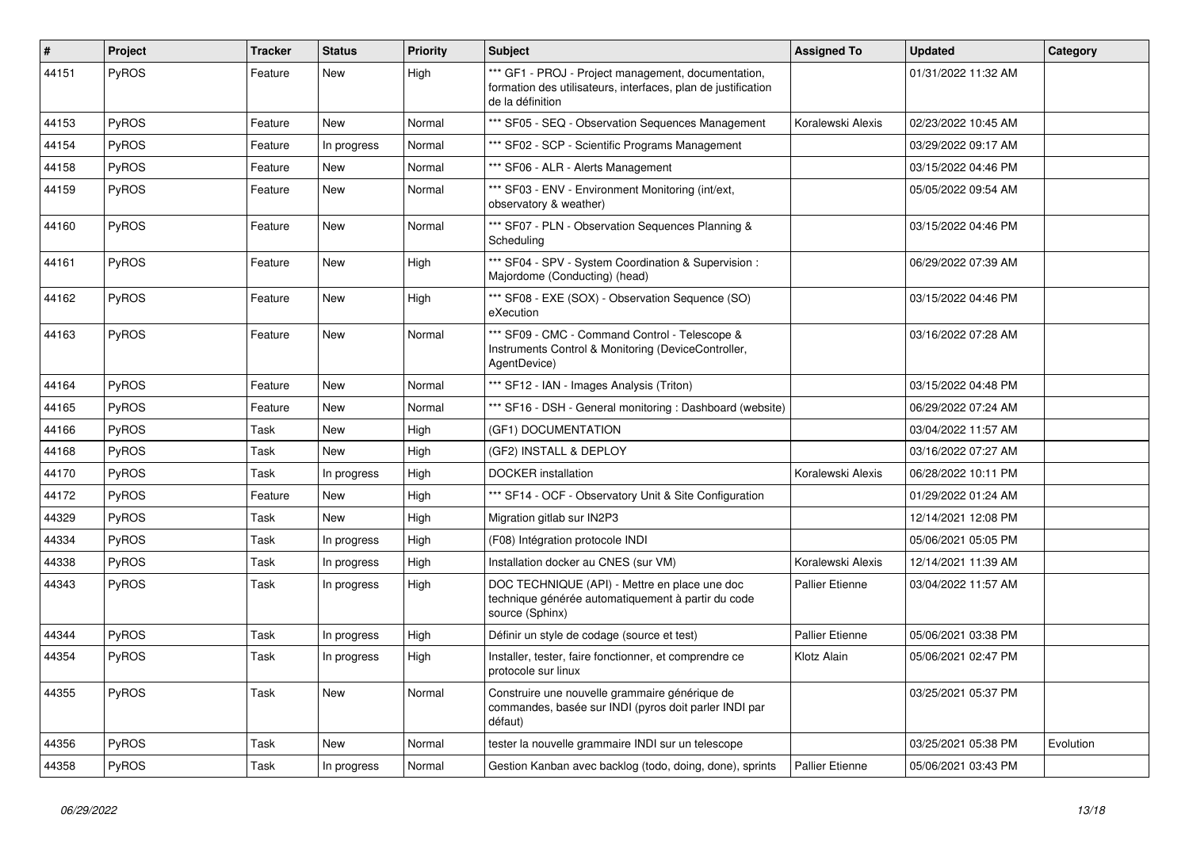| # | Project | Tracker | Status | Priority | Subject | Assigned To | Updated | Category |
|---|---|---|---|---|---|---|---|---|
| 44151 | PyROS | Feature | New | High | *** GF1 - PROJ - Project management, documentation, formation des utilisateurs, interfaces, plan de justification de la définition | | 01/31/2022 11:32 AM | |
| 44153 | PyROS | Feature | New | Normal | *** SF05 - SEQ - Observation Sequences Management | Koralewski Alexis | 02/23/2022 10:45 AM | |
| 44154 | PyROS | Feature | In progress | Normal | *** SF02 - SCP - Scientific Programs Management | | 03/29/2022 09:17 AM | |
| 44158 | PyROS | Feature | New | Normal | *** SF06 - ALR - Alerts Management | | 03/15/2022 04:46 PM | |
| 44159 | PyROS | Feature | New | Normal | *** SF03 - ENV - Environment Monitoring (int/ext, observatory & weather) | | 05/05/2022 09:54 AM | |
| 44160 | PyROS | Feature | New | Normal | *** SF07 - PLN - Observation Sequences Planning & Scheduling | | 03/15/2022 04:46 PM | |
| 44161 | PyROS | Feature | New | High | *** SF04 - SPV - System Coordination & Supervision : Majordome (Conducting) (head) | | 06/29/2022 07:39 AM | |
| 44162 | PyROS | Feature | New | High | *** SF08 - EXE (SOX) - Observation Sequence (SO) eXecution | | 03/15/2022 04:46 PM | |
| 44163 | PyROS | Feature | New | Normal | *** SF09 - CMC - Command Control - Telescope & Instruments Control & Monitoring (DeviceController, AgentDevice) | | 03/16/2022 07:28 AM | |
| 44164 | PyROS | Feature | New | Normal | *** SF12 - IAN - Images Analysis (Triton) | | 03/15/2022 04:48 PM | |
| 44165 | PyROS | Feature | New | Normal | *** SF16 - DSH - General monitoring : Dashboard (website) | | 06/29/2022 07:24 AM | |
| 44166 | PyROS | Task | New | High | (GF1) DOCUMENTATION | | 03/04/2022 11:57 AM | |
| 44168 | PyROS | Task | New | High | (GF2) INSTALL & DEPLOY | | 03/16/2022 07:27 AM | |
| 44170 | PyROS | Task | In progress | High | DOCKER installation | Koralewski Alexis | 06/28/2022 10:11 PM | |
| 44172 | PyROS | Feature | New | High | *** SF14 - OCF - Observatory Unit & Site Configuration | | 01/29/2022 01:24 AM | |
| 44329 | PyROS | Task | New | High | Migration gitlab sur IN2P3 | | 12/14/2021 12:08 PM | |
| 44334 | PyROS | Task | In progress | High | (F08) Intégration protocole INDI | | 05/06/2021 05:05 PM | |
| 44338 | PyROS | Task | In progress | High | Installation docker au CNES (sur VM) | Koralewski Alexis | 12/14/2021 11:39 AM | |
| 44343 | PyROS | Task | In progress | High | DOC TECHNIQUE (API) - Mettre en place une doc technique générée automatiquement à partir du code source (Sphinx) | Pallier Etienne | 03/04/2022 11:57 AM | |
| 44344 | PyROS | Task | In progress | High | Définir un style de codage (source et test) | Pallier Etienne | 05/06/2021 03:38 PM | |
| 44354 | PyROS | Task | In progress | High | Installer, tester, faire fonctionner, et comprendre ce protocole sur linux | Klotz Alain | 05/06/2021 02:47 PM | |
| 44355 | PyROS | Task | New | Normal | Construire une nouvelle grammaire générique de commandes, basée sur INDI (pyros doit parler INDI par défaut) | | 03/25/2021 05:37 PM | |
| 44356 | PyROS | Task | New | Normal | tester la nouvelle grammaire INDI sur un telescope | | 03/25/2021 05:38 PM | Evolution |
| 44358 | PyROS | Task | In progress | Normal | Gestion Kanban avec backlog (todo, doing, done), sprints | Pallier Etienne | 05/06/2021 03:43 PM | |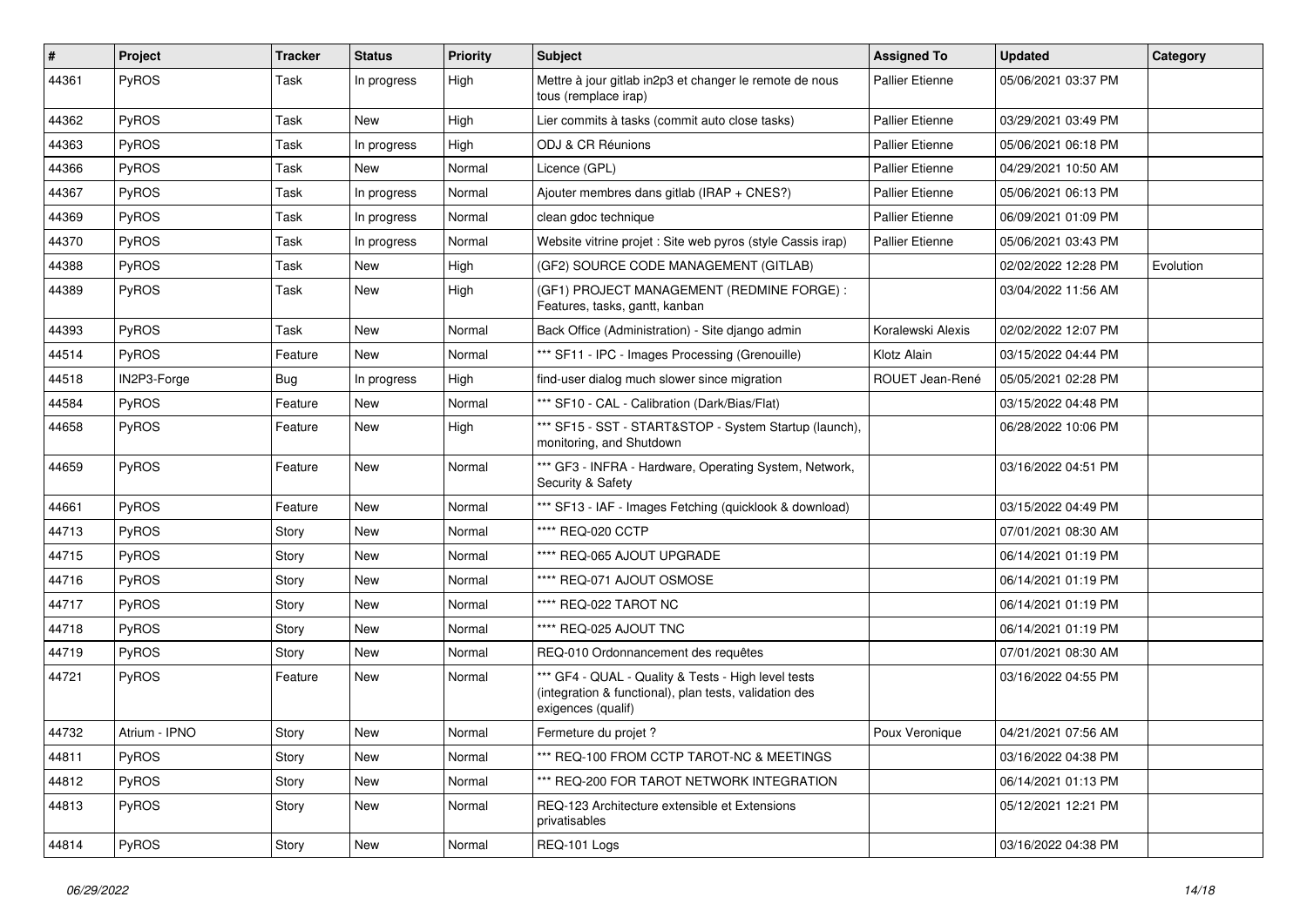| # | Project | Tracker | Status | Priority | Subject | Assigned To | Updated | Category |
|---|---|---|---|---|---|---|---|---|
| 44361 | PyROS | Task | In progress | High | Mettre à jour gitlab in2p3 et changer le remote de nous tous (remplace irap) | Pallier Etienne | 05/06/2021 03:37 PM | |
| 44362 | PyROS | Task | New | High | Lier commits à tasks (commit auto close tasks) | Pallier Etienne | 03/29/2021 03:49 PM | |
| 44363 | PyROS | Task | In progress | High | ODJ & CR Réunions | Pallier Etienne | 05/06/2021 06:18 PM | |
| 44366 | PyROS | Task | New | Normal | Licence (GPL) | Pallier Etienne | 04/29/2021 10:50 AM | |
| 44367 | PyROS | Task | In progress | Normal | Ajouter membres dans gitlab (IRAP + CNES?) | Pallier Etienne | 05/06/2021 06:13 PM | |
| 44369 | PyROS | Task | In progress | Normal | clean gdoc technique | Pallier Etienne | 06/09/2021 01:09 PM | |
| 44370 | PyROS | Task | In progress | Normal | Website vitrine projet : Site web pyros (style Cassis irap) | Pallier Etienne | 05/06/2021 03:43 PM | |
| 44388 | PyROS | Task | New | High | (GF2) SOURCE CODE MANAGEMENT (GITLAB) | | 02/02/2022 12:28 PM | Evolution |
| 44389 | PyROS | Task | New | High | (GF1) PROJECT MANAGEMENT (REDMINE FORGE) : Features, tasks, gantt, kanban | | 03/04/2022 11:56 AM | |
| 44393 | PyROS | Task | New | Normal | Back Office (Administration) - Site django admin | Koralewski Alexis | 02/02/2022 12:07 PM | |
| 44514 | PyROS | Feature | New | Normal | *** SF11 - IPC - Images Processing (Grenouille) | Klotz Alain | 03/15/2022 04:44 PM | |
| 44518 | IN2P3-Forge | Bug | In progress | High | find-user dialog much slower since migration | ROUET Jean-René | 05/05/2021 02:28 PM | |
| 44584 | PyROS | Feature | New | Normal | *** SF10 - CAL - Calibration (Dark/Bias/Flat) | | 03/15/2022 04:48 PM | |
| 44658 | PyROS | Feature | New | High | *** SF15 - SST - START&STOP - System Startup (launch), monitoring, and Shutdown | | 06/28/2022 10:06 PM | |
| 44659 | PyROS | Feature | New | Normal | *** GF3 - INFRA - Hardware, Operating System, Network, Security & Safety | | 03/16/2022 04:51 PM | |
| 44661 | PyROS | Feature | New | Normal | *** SF13 - IAF - Images Fetching (quicklook & download) | | 03/15/2022 04:49 PM | |
| 44713 | PyROS | Story | New | Normal | **** REQ-020 CCTP | | 07/01/2021 08:30 AM | |
| 44715 | PyROS | Story | New | Normal | **** REQ-065 AJOUT UPGRADE | | 06/14/2021 01:19 PM | |
| 44716 | PyROS | Story | New | Normal | **** REQ-071 AJOUT OSMOSE | | 06/14/2021 01:19 PM | |
| 44717 | PyROS | Story | New | Normal | **** REQ-022 TAROT NC | | 06/14/2021 01:19 PM | |
| 44718 | PyROS | Story | New | Normal | **** REQ-025 AJOUT TNC | | 06/14/2021 01:19 PM | |
| 44719 | PyROS | Story | New | Normal | REQ-010 Ordonnancement des requêtes | | 07/01/2021 08:30 AM | |
| 44721 | PyROS | Feature | New | Normal | *** GF4 - QUAL - Quality & Tests - High level tests (integration & functional), plan tests, validation des exigences (qualif) | | 03/16/2022 04:55 PM | |
| 44732 | Atrium - IPNO | Story | New | Normal | Fermeture du projet ? | Poux Veronique | 04/21/2021 07:56 AM | |
| 44811 | PyROS | Story | New | Normal | *** REQ-100 FROM CCTP TAROT-NC & MEETINGS | | 03/16/2022 04:38 PM | |
| 44812 | PyROS | Story | New | Normal | *** REQ-200 FOR TAROT NETWORK INTEGRATION | | 06/14/2021 01:13 PM | |
| 44813 | PyROS | Story | New | Normal | REQ-123 Architecture extensible et Extensions privatisables | | 05/12/2021 12:21 PM | |
| 44814 | PyROS | Story | New | Normal | REQ-101 Logs | | 03/16/2022 04:38 PM | |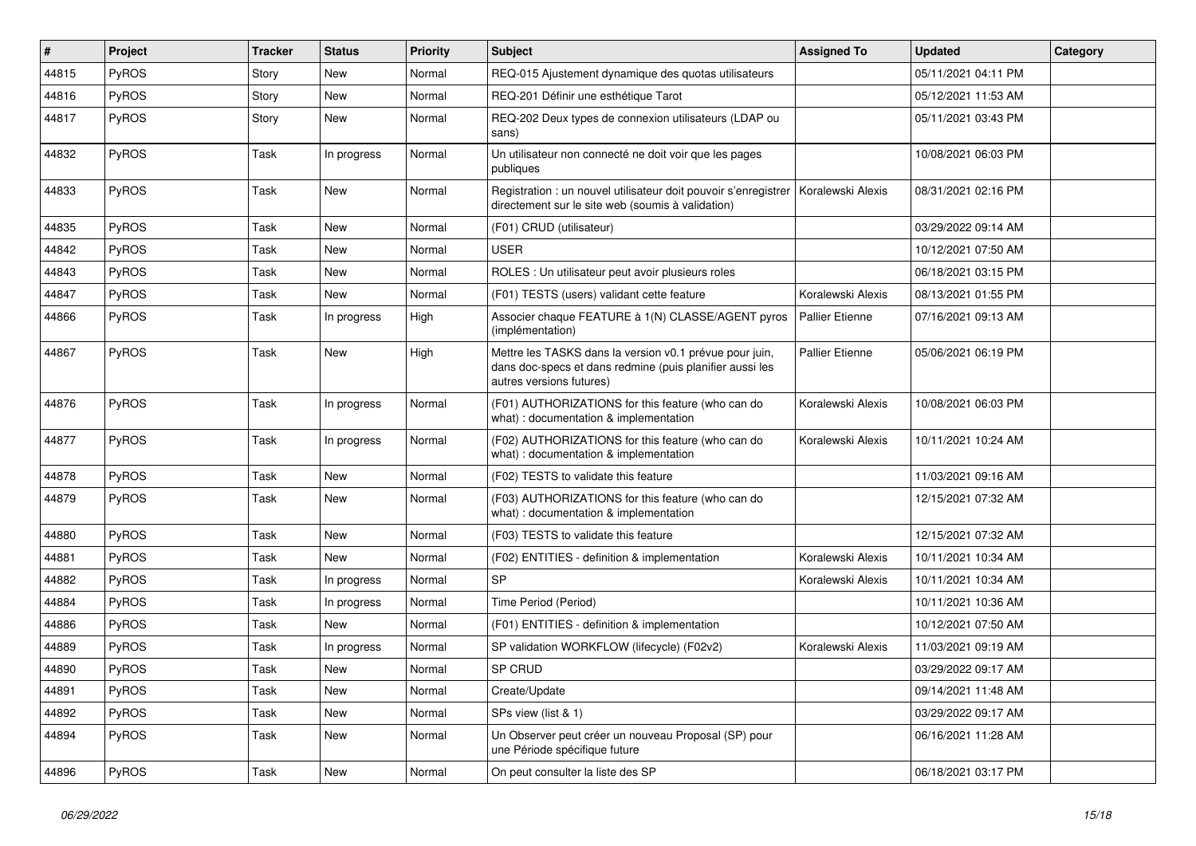| # | Project | Tracker | Status | Priority | Subject | Assigned To | Updated | Category |
|---|---|---|---|---|---|---|---|---|
| 44815 | PyROS | Story | New | Normal | REQ-015 Ajustement dynamique des quotas utilisateurs | | 05/11/2021 04:11 PM | |
| 44816 | PyROS | Story | New | Normal | REQ-201 Définir une esthétique Tarot | | 05/12/2021 11:53 AM | |
| 44817 | PyROS | Story | New | Normal | REQ-202 Deux types de connexion utilisateurs (LDAP ou sans) | | 05/11/2021 03:43 PM | |
| 44832 | PyROS | Task | In progress | Normal | Un utilisateur non connecté ne doit voir que les pages publiques | | 10/08/2021 06:03 PM | |
| 44833 | PyROS | Task | New | Normal | Registration : un nouvel utilisateur doit pouvoir s'enregistrer directement sur le site web (soumis à validation) | Koralewski Alexis | 08/31/2021 02:16 PM | |
| 44835 | PyROS | Task | New | Normal | (F01) CRUD (utilisateur) | | 03/29/2022 09:14 AM | |
| 44842 | PyROS | Task | New | Normal | USER | | 10/12/2021 07:50 AM | |
| 44843 | PyROS | Task | New | Normal | ROLES : Un utilisateur peut avoir plusieurs roles | | 06/18/2021 03:15 PM | |
| 44847 | PyROS | Task | New | Normal | (F01) TESTS (users) validant cette feature | Koralewski Alexis | 08/13/2021 01:55 PM | |
| 44866 | PyROS | Task | In progress | High | Associer chaque FEATURE à 1(N) CLASSE/AGENT pyros (implémentation) | Pallier Etienne | 07/16/2021 09:13 AM | |
| 44867 | PyROS | Task | New | High | Mettre les TASKS dans la version v0.1 prévue pour juin, dans doc-specs et dans redmine (puis planifier aussi les autres versions futures) | Pallier Etienne | 05/06/2021 06:19 PM | |
| 44876 | PyROS | Task | In progress | Normal | (F01) AUTHORIZATIONS for this feature (who can do what) : documentation & implementation | Koralewski Alexis | 10/08/2021 06:03 PM | |
| 44877 | PyROS | Task | In progress | Normal | (F02) AUTHORIZATIONS for this feature (who can do what) : documentation & implementation | Koralewski Alexis | 10/11/2021 10:24 AM | |
| 44878 | PyROS | Task | New | Normal | (F02) TESTS to validate this feature | | 11/03/2021 09:16 AM | |
| 44879 | PyROS | Task | New | Normal | (F03) AUTHORIZATIONS for this feature (who can do what) : documentation & implementation | | 12/15/2021 07:32 AM | |
| 44880 | PyROS | Task | New | Normal | (F03) TESTS to validate this feature | | 12/15/2021 07:32 AM | |
| 44881 | PyROS | Task | New | Normal | (F02) ENTITIES - definition & implementation | Koralewski Alexis | 10/11/2021 10:34 AM | |
| 44882 | PyROS | Task | In progress | Normal | SP | Koralewski Alexis | 10/11/2021 10:34 AM | |
| 44884 | PyROS | Task | In progress | Normal | Time Period (Period) | | 10/11/2021 10:36 AM | |
| 44886 | PyROS | Task | New | Normal | (F01) ENTITIES - definition & implementation | | 10/12/2021 07:50 AM | |
| 44889 | PyROS | Task | In progress | Normal | SP validation WORKFLOW (lifecycle) (F02v2) | Koralewski Alexis | 11/03/2021 09:19 AM | |
| 44890 | PyROS | Task | New | Normal | SP CRUD | | 03/29/2022 09:17 AM | |
| 44891 | PyROS | Task | New | Normal | Create/Update | | 09/14/2021 11:48 AM | |
| 44892 | PyROS | Task | New | Normal | SPs view (list & 1) | | 03/29/2022 09:17 AM | |
| 44894 | PyROS | Task | New | Normal | Un Observer peut créer un nouveau Proposal (SP) pour une Période spécifique future | | 06/16/2021 11:28 AM | |
| 44896 | PyROS | Task | New | Normal | On peut consulter la liste des SP | | 06/18/2021 03:17 PM | |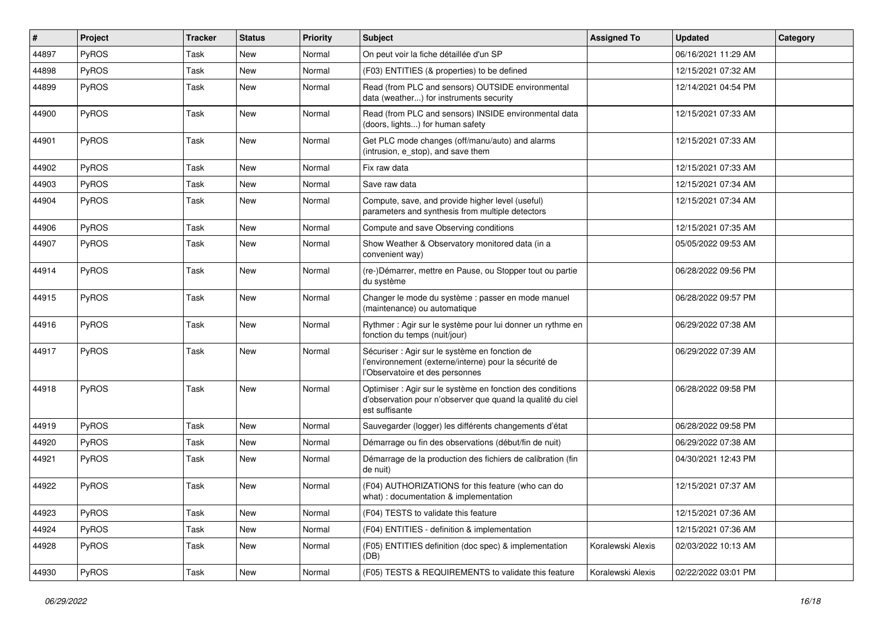| # | Project | Tracker | Status | Priority | Subject | Assigned To | Updated | Category |
|---|---|---|---|---|---|---|---|---|
| 44897 | PyROS | Task | New | Normal | On peut voir la fiche détaillée d'un SP | | 06/16/2021 11:29 AM | |
| 44898 | PyROS | Task | New | Normal | (F03) ENTITIES (& properties) to be defined | | 12/15/2021 07:32 AM | |
| 44899 | PyROS | Task | New | Normal | Read (from PLC and sensors) OUTSIDE environmental data (weather...) for instruments security | | 12/14/2021 04:54 PM | |
| 44900 | PyROS | Task | New | Normal | Read (from PLC and sensors) INSIDE environmental data (doors, lights...) for human safety | | 12/15/2021 07:33 AM | |
| 44901 | PyROS | Task | New | Normal | Get PLC mode changes (off/manu/auto) and alarms (intrusion, e_stop), and save them | | 12/15/2021 07:33 AM | |
| 44902 | PyROS | Task | New | Normal | Fix raw data | | 12/15/2021 07:33 AM | |
| 44903 | PyROS | Task | New | Normal | Save raw data | | 12/15/2021 07:34 AM | |
| 44904 | PyROS | Task | New | Normal | Compute, save, and provide higher level (useful) parameters and synthesis from multiple detectors | | 12/15/2021 07:34 AM | |
| 44906 | PyROS | Task | New | Normal | Compute and save Observing conditions | | 12/15/2021 07:35 AM | |
| 44907 | PyROS | Task | New | Normal | Show Weather & Observatory monitored data (in a convenient way) | | 05/05/2022 09:53 AM | |
| 44914 | PyROS | Task | New | Normal | (re-)Démarrer, mettre en Pause, ou Stopper tout ou partie du système | | 06/28/2022 09:56 PM | |
| 44915 | PyROS | Task | New | Normal | Changer le mode du système : passer en mode manuel (maintenance) ou automatique | | 06/28/2022 09:57 PM | |
| 44916 | PyROS | Task | New | Normal | Rythmer : Agir sur le système pour lui donner un rythme en fonction du temps (nuit/jour) | | 06/29/2022 07:38 AM | |
| 44917 | PyROS | Task | New | Normal | Sécuriser : Agir sur le système en fonction de l'environnement (externe/interne) pour la sécurité de l'Observatoire et des personnes | | 06/29/2022 07:39 AM | |
| 44918 | PyROS | Task | New | Normal | Optimiser : Agir sur le système en fonction des conditions d'observation pour n'observer que quand la qualité du ciel est suffisante | | 06/28/2022 09:58 PM | |
| 44919 | PyROS | Task | New | Normal | Sauvegarder (logger) les différents changements d'état | | 06/28/2022 09:58 PM | |
| 44920 | PyROS | Task | New | Normal | Démarrage ou fin des observations (début/fin de nuit) | | 06/29/2022 07:38 AM | |
| 44921 | PyROS | Task | New | Normal | Démarrage de la production des fichiers de calibration (fin de nuit) | | 04/30/2021 12:43 PM | |
| 44922 | PyROS | Task | New | Normal | (F04) AUTHORIZATIONS for this feature (who can do what) : documentation & implementation | | 12/15/2021 07:37 AM | |
| 44923 | PyROS | Task | New | Normal | (F04) TESTS to validate this feature | | 12/15/2021 07:36 AM | |
| 44924 | PyROS | Task | New | Normal | (F04) ENTITIES - definition & implementation | | 12/15/2021 07:36 AM | |
| 44928 | PyROS | Task | New | Normal | (F05) ENTITIES definition (doc spec) & implementation (DB) | Koralewski Alexis | 02/03/2022 10:13 AM | |
| 44930 | PyROS | Task | New | Normal | (F05) TESTS & REQUIREMENTS to validate this feature | Koralewski Alexis | 02/22/2022 03:01 PM | |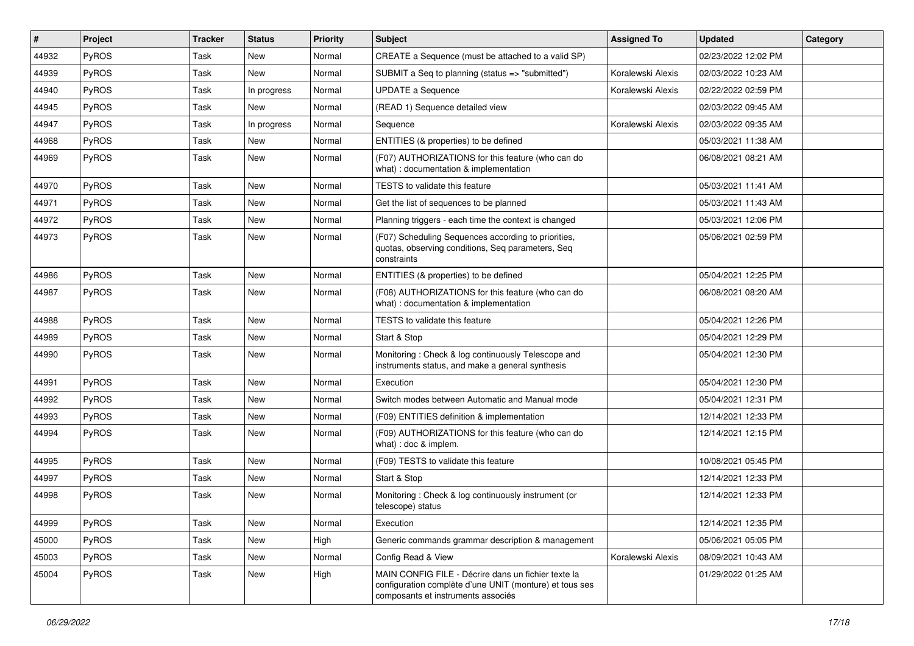| # | Project | Tracker | Status | Priority | Subject | Assigned To | Updated | Category |
|---|---|---|---|---|---|---|---|---|
| 44932 | PyROS | Task | New | Normal | CREATE a Sequence (must be attached to a valid SP) | | 02/23/2022 12:02 PM | |
| 44939 | PyROS | Task | New | Normal | SUBMIT a Seq to planning (status => "submitted") | Koralewski Alexis | 02/03/2022 10:23 AM | |
| 44940 | PyROS | Task | In progress | Normal | UPDATE a Sequence | Koralewski Alexis | 02/22/2022 02:59 PM | |
| 44945 | PyROS | Task | New | Normal | (READ 1) Sequence detailed view | | 02/03/2022 09:45 AM | |
| 44947 | PyROS | Task | In progress | Normal | Sequence | Koralewski Alexis | 02/03/2022 09:35 AM | |
| 44968 | PyROS | Task | New | Normal | ENTITIES (& properties) to be defined | | 05/03/2021 11:38 AM | |
| 44969 | PyROS | Task | New | Normal | (F07) AUTHORIZATIONS for this feature (who can do what) : documentation & implementation | | 06/08/2021 08:21 AM | |
| 44970 | PyROS | Task | New | Normal | TESTS to validate this feature | | 05/03/2021 11:41 AM | |
| 44971 | PyROS | Task | New | Normal | Get the list of sequences to be planned | | 05/03/2021 11:43 AM | |
| 44972 | PyROS | Task | New | Normal | Planning triggers - each time the context is changed | | 05/03/2021 12:06 PM | |
| 44973 | PyROS | Task | New | Normal | (F07) Scheduling Sequences according to priorities, quotas, observing conditions, Seq parameters, Seq constraints | | 05/06/2021 02:59 PM | |
| 44986 | PyROS | Task | New | Normal | ENTITIES (& properties) to be defined | | 05/04/2021 12:25 PM | |
| 44987 | PyROS | Task | New | Normal | (F08) AUTHORIZATIONS for this feature (who can do what) : documentation & implementation | | 06/08/2021 08:20 AM | |
| 44988 | PyROS | Task | New | Normal | TESTS to validate this feature | | 05/04/2021 12:26 PM | |
| 44989 | PyROS | Task | New | Normal | Start & Stop | | 05/04/2021 12:29 PM | |
| 44990 | PyROS | Task | New | Normal | Monitoring : Check & log continuously Telescope and instruments status, and make a general synthesis | | 05/04/2021 12:30 PM | |
| 44991 | PyROS | Task | New | Normal | Execution | | 05/04/2021 12:30 PM | |
| 44992 | PyROS | Task | New | Normal | Switch modes between Automatic and Manual mode | | 05/04/2021 12:31 PM | |
| 44993 | PyROS | Task | New | Normal | (F09) ENTITIES definition & implementation | | 12/14/2021 12:33 PM | |
| 44994 | PyROS | Task | New | Normal | (F09) AUTHORIZATIONS for this feature (who can do what) : doc & implem. | | 12/14/2021 12:15 PM | |
| 44995 | PyROS | Task | New | Normal | (F09) TESTS to validate this feature | | 10/08/2021 05:45 PM | |
| 44997 | PyROS | Task | New | Normal | Start & Stop | | 12/14/2021 12:33 PM | |
| 44998 | PyROS | Task | New | Normal | Monitoring : Check & log continuously instrument (or telescope) status | | 12/14/2021 12:33 PM | |
| 44999 | PyROS | Task | New | Normal | Execution | | 12/14/2021 12:35 PM | |
| 45000 | PyROS | Task | New | High | Generic commands grammar description & management | | 05/06/2021 05:05 PM | |
| 45003 | PyROS | Task | New | Normal | Config Read & View | Koralewski Alexis | 08/09/2021 10:43 AM | |
| 45004 | PyROS | Task | New | High | MAIN CONFIG FILE - Décrire dans un fichier texte la configuration complète d'une UNIT (monture) et tous ses composants et instruments associés | | 01/29/2022 01:25 AM | |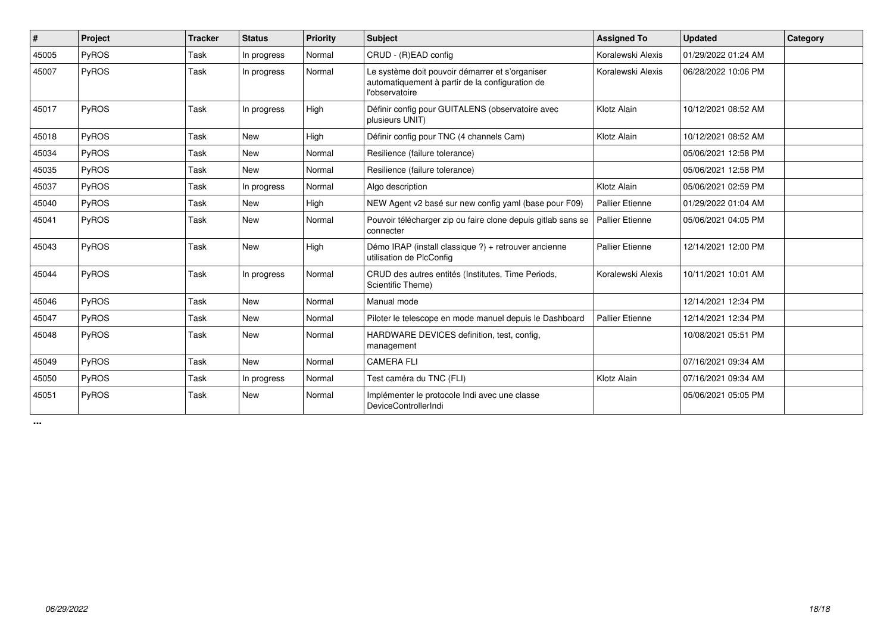| # | Project | Tracker | Status | Priority | Subject | Assigned To | Updated | Category |
|---|---|---|---|---|---|---|---|---|
| 45005 | PyROS | Task | In progress | Normal | CRUD - (R)EAD config | Koralewski Alexis | 01/29/2022 01:24 AM | |
| 45007 | PyROS | Task | In progress | Normal | Le système doit pouvoir démarrer et s'organiser automatiquement à partir de la configuration de l'observatoire | Koralewski Alexis | 06/28/2022 10:06 PM | |
| 45017 | PyROS | Task | In progress | High | Définir config pour GUITALENS (observatoire avec plusieurs UNIT) | Klotz Alain | 10/12/2021 08:52 AM | |
| 45018 | PyROS | Task | New | High | Définir config pour TNC (4 channels Cam) | Klotz Alain | 10/12/2021 08:52 AM | |
| 45034 | PyROS | Task | New | Normal | Resilience (failure tolerance) | | 05/06/2021 12:58 PM | |
| 45035 | PyROS | Task | New | Normal | Resilience (failure tolerance) | | 05/06/2021 12:58 PM | |
| 45037 | PyROS | Task | In progress | Normal | Algo description | Klotz Alain | 05/06/2021 02:59 PM | |
| 45040 | PyROS | Task | New | High | NEW Agent v2 basé sur new config yaml (base pour F09) | Pallier Etienne | 01/29/2022 01:04 AM | |
| 45041 | PyROS | Task | New | Normal | Pouvoir télécharger zip ou faire clone depuis gitlab sans se connecter | Pallier Etienne | 05/06/2021 04:05 PM | |
| 45043 | PyROS | Task | New | High | Démo IRAP (install classique ?) + retrouver ancienne utilisation de PlcConfig | Pallier Etienne | 12/14/2021 12:00 PM | |
| 45044 | PyROS | Task | In progress | Normal | CRUD des autres entités (Institutes, Time Periods, Scientific Theme) | Koralewski Alexis | 10/11/2021 10:01 AM | |
| 45046 | PyROS | Task | New | Normal | Manual mode | | 12/14/2021 12:34 PM | |
| 45047 | PyROS | Task | New | Normal | Piloter le telescope en mode manuel depuis le Dashboard | Pallier Etienne | 12/14/2021 12:34 PM | |
| 45048 | PyROS | Task | New | Normal | HARDWARE DEVICES definition, test, config, management | | 10/08/2021 05:51 PM | |
| 45049 | PyROS | Task | New | Normal | CAMERA FLI | | 07/16/2021 09:34 AM | |
| 45050 | PyROS | Task | In progress | Normal | Test caméra du TNC (FLI) | Klotz Alain | 07/16/2021 09:34 AM | |
| 45051 | PyROS | Task | New | Normal | Implémenter le protocole Indi avec une classe DeviceControllerIndi | | 05/06/2021 05:05 PM | |

...